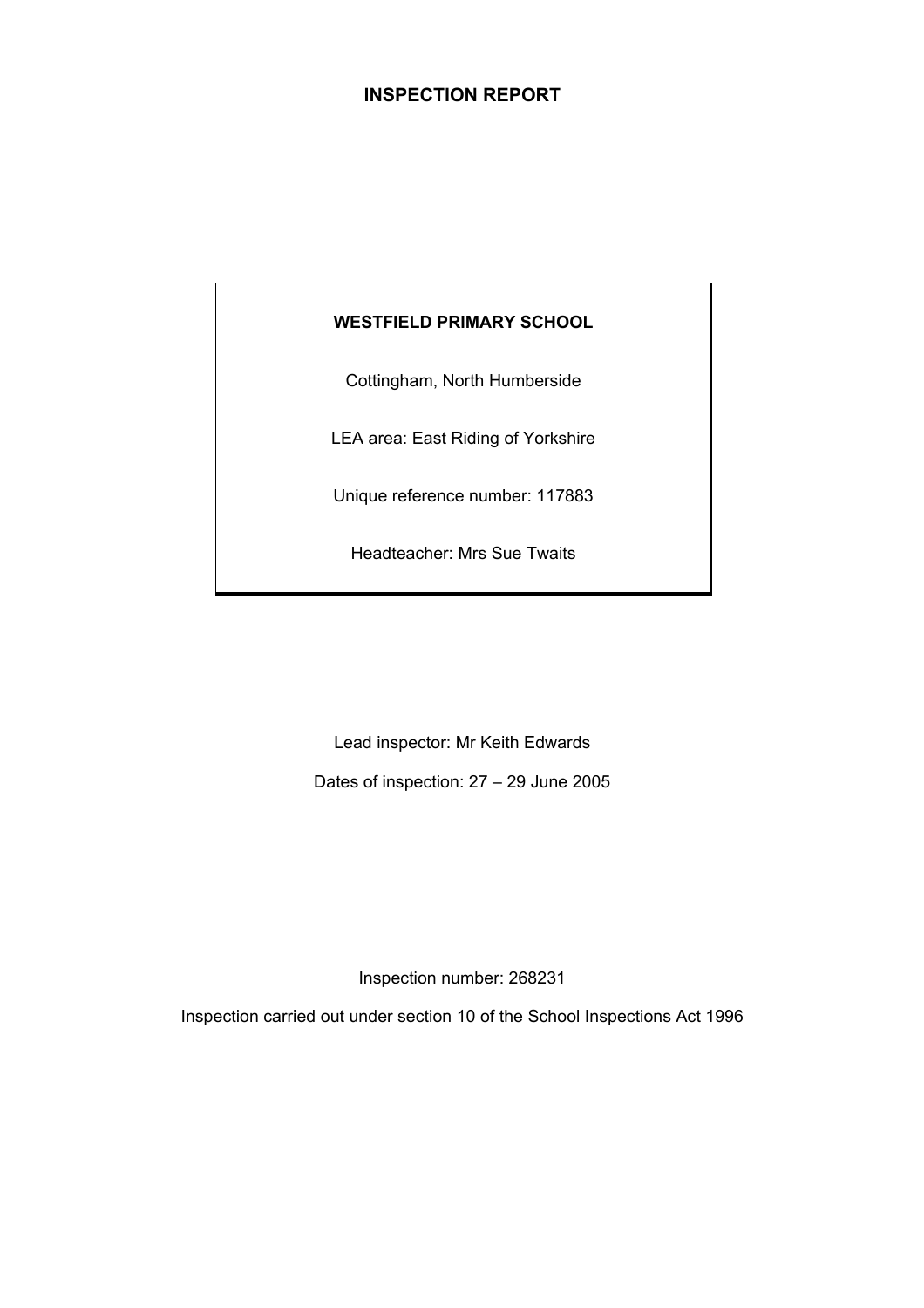# INSPECTION REPORT

**WESTFIELD PRIMARY SCHOOL**

Cottingham, North Humberside

LEA area: East Riding of Yorkshire

Unique reference number: 117883

Headteacher: Mrs Sue Twaits

Lead inspector: Mr Keith Edwards

Dates of inspection: 27 – 29 June 2005

Inspection number: 268231

Inspection carried out under section 10 of the School Inspections Act 1996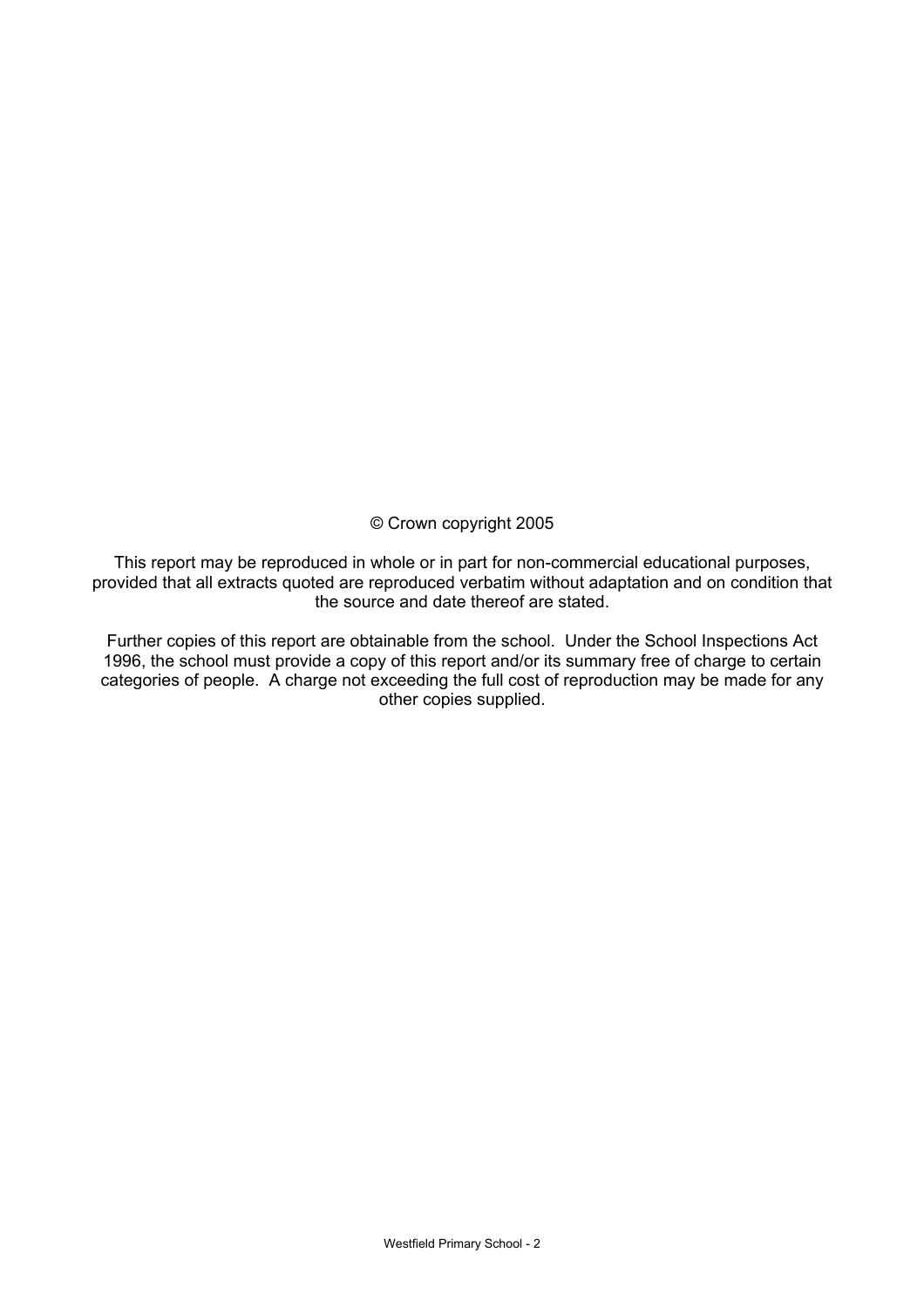© Crown copyright 2005

This report may be reproduced in whole or in part for non-commercial educational purposes, provided that all extracts quoted are reproduced verbatim without adaptation and on condition that the source and date thereof are stated.

Further copies of this report are obtainable from the school. Under the School Inspections Act 1996, the school must provide a copy of this report and/or its summary free of charge to certain categories of people. A charge not exceeding the full cost of reproduction may be made for any other copies supplied.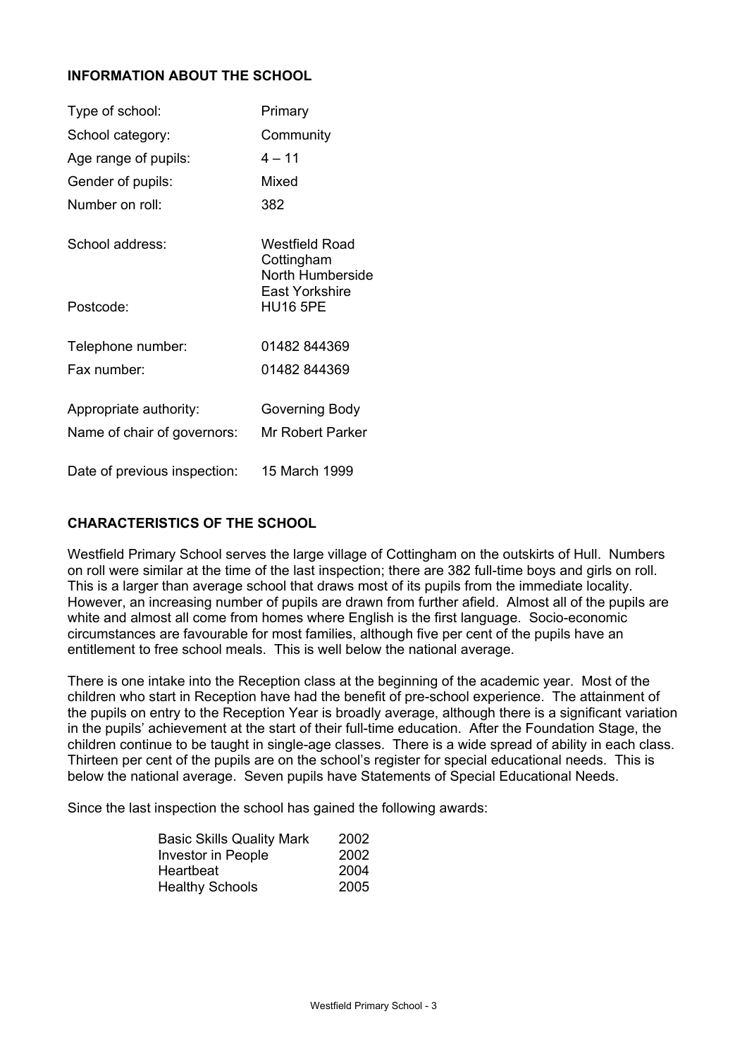## INFORMATION ABOUT THE SCHOOL

| | |
|---|---|
| Type of school: | Primary |
| School category: | Community |
| Age range of pupils: | 4 – 11 |
| Gender of pupils: | Mixed |
| Number on roll: | 382 |
| School address: | Westfield Road<br>Cottingham<br>North Humberside<br>East Yorkshire |
| Postcode: | HU16 5PE |
| Telephone number: | 01482 844369 |
| Fax number: | 01482 844369 |
| Appropriate authority: | Governing Body |
| Name of chair of governors: | Mr Robert Parker |
| Date of previous inspection: | 15 March 1999 |

## CHARACTERISTICS OF THE SCHOOL

Westfield Primary School serves the large village of Cottingham on the outskirts of Hull. Numbers on roll were similar at the time of the last inspection; there are 382 full-time boys and girls on roll. This is a larger than average school that draws most of its pupils from the immediate locality. However, an increasing number of pupils are drawn from further afield. Almost all of the pupils are white and almost all come from homes where English is the first language. Socio-economic circumstances are favourable for most families, although five per cent of the pupils have an entitlement to free school meals. This is well below the national average.

There is one intake into the Reception class at the beginning of the academic year. Most of the children who start in Reception have had the benefit of pre-school experience. The attainment of the pupils on entry to the Reception Year is broadly average, although there is a significant variation in the pupils' achievement at the start of their full-time education. After the Foundation Stage, the children continue to be taught in single-age classes. There is a wide spread of ability in each class. Thirteen per cent of the pupils are on the school's register for special educational needs. This is below the national average. Seven pupils have Statements of Special Educational Needs.

Since the last inspection the school has gained the following awards:

| | |
|---|---|
| Basic Skills Quality Mark | 2002 |
| Investor in People | 2002 |
| Heartbeat | 2004 |
| Healthy Schools | 2005 |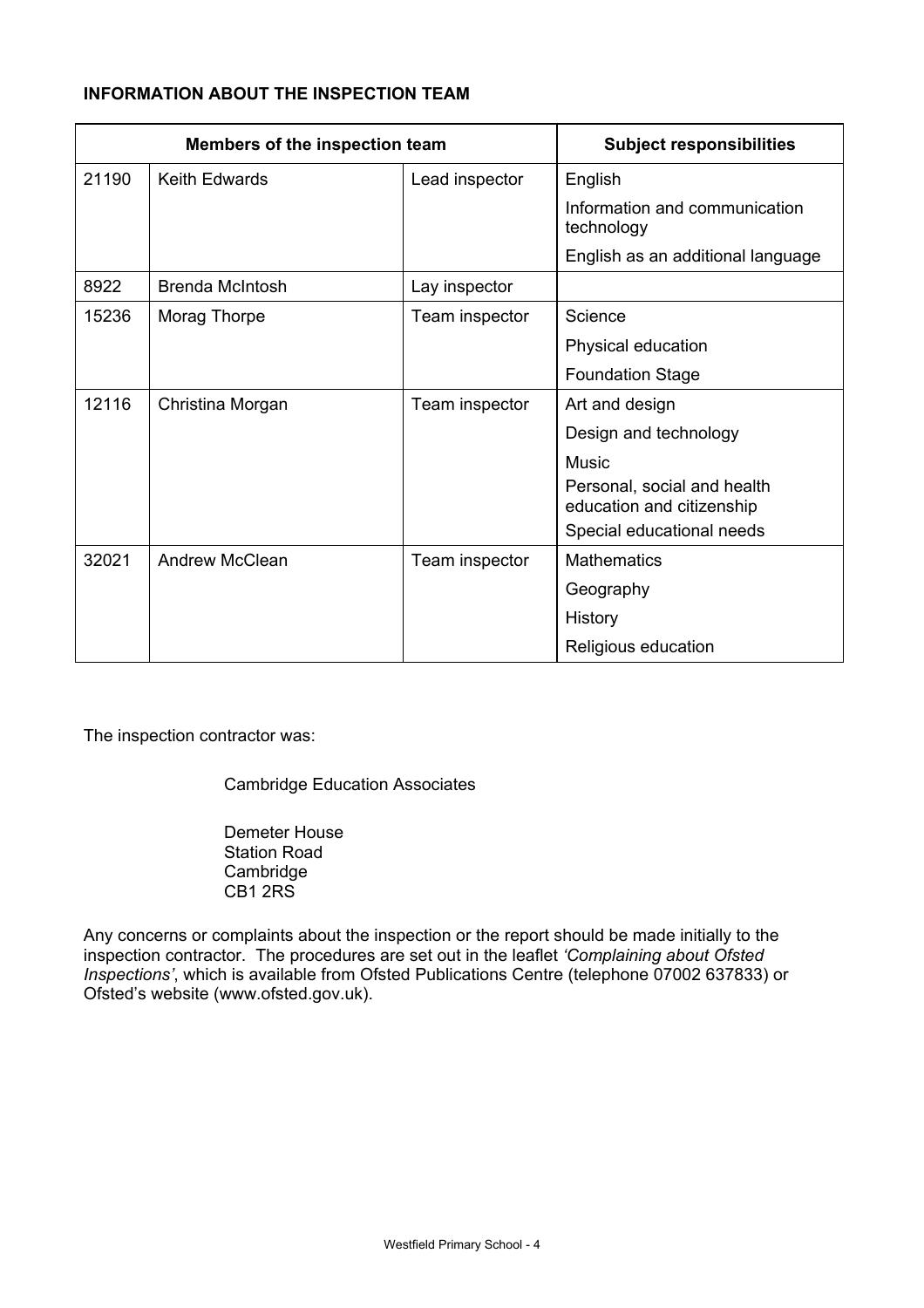**INFORMATION ABOUT THE INSPECTION TEAM**

| Members of the inspection team | | | Subject responsibilities |
|---|---|---|---|
| 21190 | Keith Edwards | Lead inspector | English |
| | | | Information and communication technology |
| | | | English as an additional language |
| 8922 | Brenda McIntosh | Lay inspector | |
| 15236 | Morag Thorpe | Team inspector | Science |
| | | | Physical education |
| | | | Foundation Stage |
| 12116 | Christina Morgan | Team inspector | Art and design |
| | | | Design and technology |
| | | | Music |
| | | | Personal, social and health education and citizenship |
| | | | Special educational needs |
| 32021 | Andrew McClean | Team inspector | Mathematics |
| | | | Geography |
| | | | History |
| | | | Religious education |

The inspection contractor was:

Cambridge Education Associates

Demeter House
Station Road
Cambridge
CB1 2RS

Any concerns or complaints about the inspection or the report should be made initially to the inspection contractor. The procedures are set out in the leaflet *'Complaining about Ofsted Inspections'*, which is available from Ofsted Publications Centre (telephone 07002 637833) or Ofsted's website (www.ofsted.gov.uk).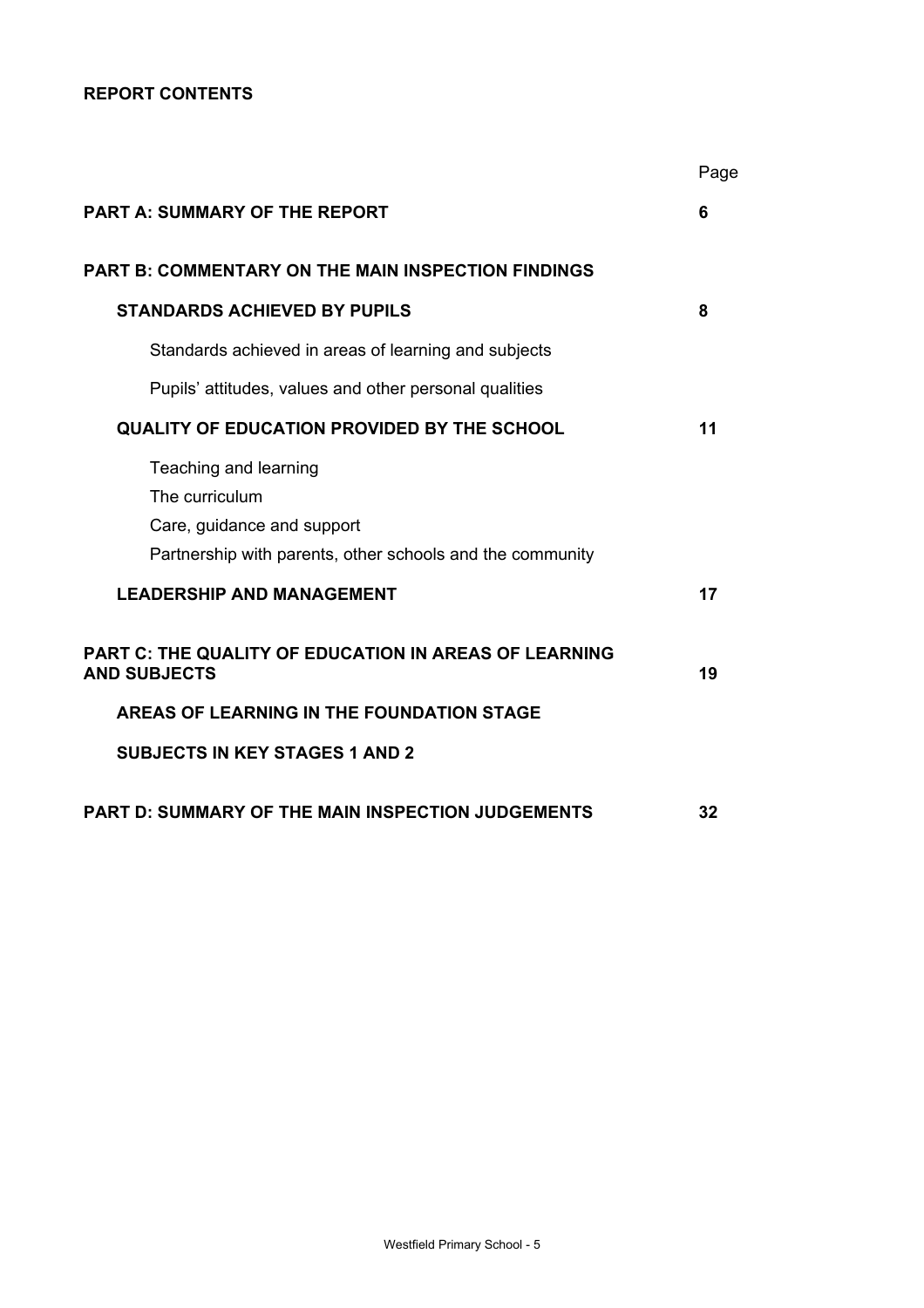**REPORT CONTENTS**

| | Page |
|---|---|
| **PART A: SUMMARY OF THE REPORT** | **6** |
| **PART B: COMMENTARY ON THE MAIN INSPECTION FINDINGS** | |
| **STANDARDS ACHIEVED BY PUPILS** | **8** |
| Standards achieved in areas of learning and subjects | |
| Pupils' attitudes, values and other personal qualities | |
| **QUALITY OF EDUCATION PROVIDED BY THE SCHOOL** | **11** |
| Teaching and learning | |
| The curriculum | |
| Care, guidance and support | |
| Partnership with parents, other schools and the community | |
| **LEADERSHIP AND MANAGEMENT** | **17** |
| **PART C: THE QUALITY OF EDUCATION IN AREAS OF LEARNING AND SUBJECTS** | **19** |
| **AREAS OF LEARNING IN THE FOUNDATION STAGE** | |
| **SUBJECTS IN KEY STAGES 1 AND 2** | |
| **PART D: SUMMARY OF THE MAIN INSPECTION JUDGEMENTS** | **32** |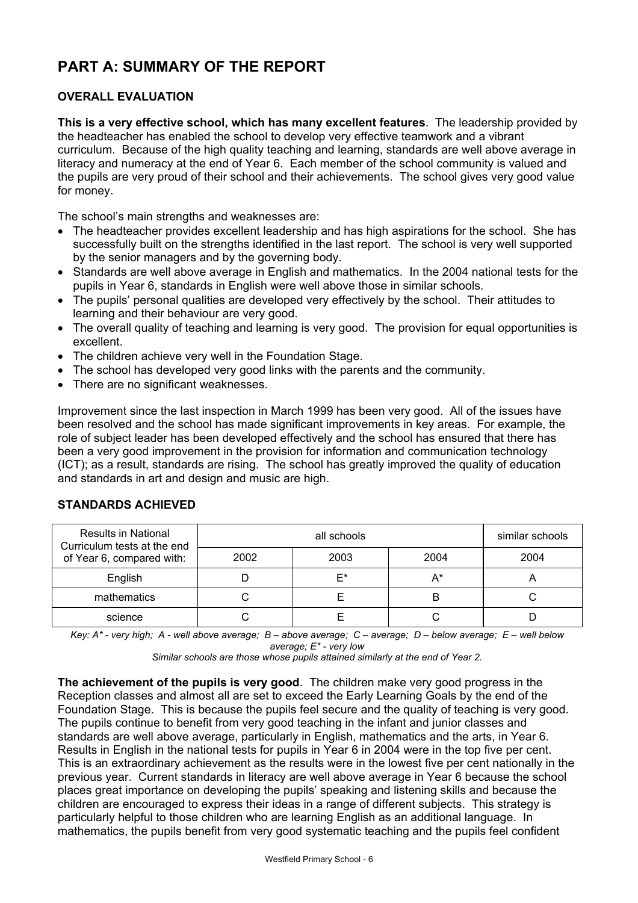# PART A: SUMMARY OF THE REPORT

## OVERALL EVALUATION

**This is a very effective school, which has many excellent features**. The leadership provided by the headteacher has enabled the school to develop very effective teamwork and a vibrant curriculum. Because of the high quality teaching and learning, standards are well above average in literacy and numeracy at the end of Year 6. Each member of the school community is valued and the pupils are very proud of their school and their achievements. The school gives very good value for money.

The school's main strengths and weaknesses are:

- The headteacher provides excellent leadership and has high aspirations for the school. She has successfully built on the strengths identified in the last report. The school is very well supported by the senior managers and by the governing body.
- Standards are well above average in English and mathematics. In the 2004 national tests for the pupils in Year 6, standards in English were well above those in similar schools.
- The pupils' personal qualities are developed very effectively by the school. Their attitudes to learning and their behaviour are very good.
- The overall quality of teaching and learning is very good. The provision for equal opportunities is excellent.
- The children achieve very well in the Foundation Stage.
- The school has developed very good links with the parents and the community.
- There are no significant weaknesses.

Improvement since the last inspection in March 1999 has been very good. All of the issues have been resolved and the school has made significant improvements in key areas. For example, the role of subject leader has been developed effectively and the school has ensured that there has been a very good improvement in the provision for information and communication technology (ICT); as a result, standards are rising. The school has greatly improved the quality of education and standards in art and design and music are high.

## STANDARDS ACHIEVED

| Results in National Curriculum tests at the end of Year 6, compared with: | all schools | | | similar schools |
|---|---|---|---|---|
| | 2002 | 2003 | 2004 | 2004 |
| English | D | E* | A* | A |
| mathematics | C | E | B | C |
| science | C | E | C | D |

*Key: A* - very high; A - well above average; B – above average; C – average; D – below average; E – well below average; E* - very low*

*Similar schools are those whose pupils attained similarly at the end of Year 2.*

**The achievement of the pupils is very good**. The children make very good progress in the Reception classes and almost all are set to exceed the Early Learning Goals by the end of the Foundation Stage. This is because the pupils feel secure and the quality of teaching is very good. The pupils continue to benefit from very good teaching in the infant and junior classes and standards are well above average, particularly in English, mathematics and the arts, in Year 6. Results in English in the national tests for pupils in Year 6 in 2004 were in the top five per cent. This is an extraordinary achievement as the results were in the lowest five per cent nationally in the previous year. Current standards in literacy are well above average in Year 6 because the school places great importance on developing the pupils' speaking and listening skills and because the children are encouraged to express their ideas in a range of different subjects. This strategy is particularly helpful to those children who are learning English as an additional language. In mathematics, the pupils benefit from very good systematic teaching and the pupils feel confident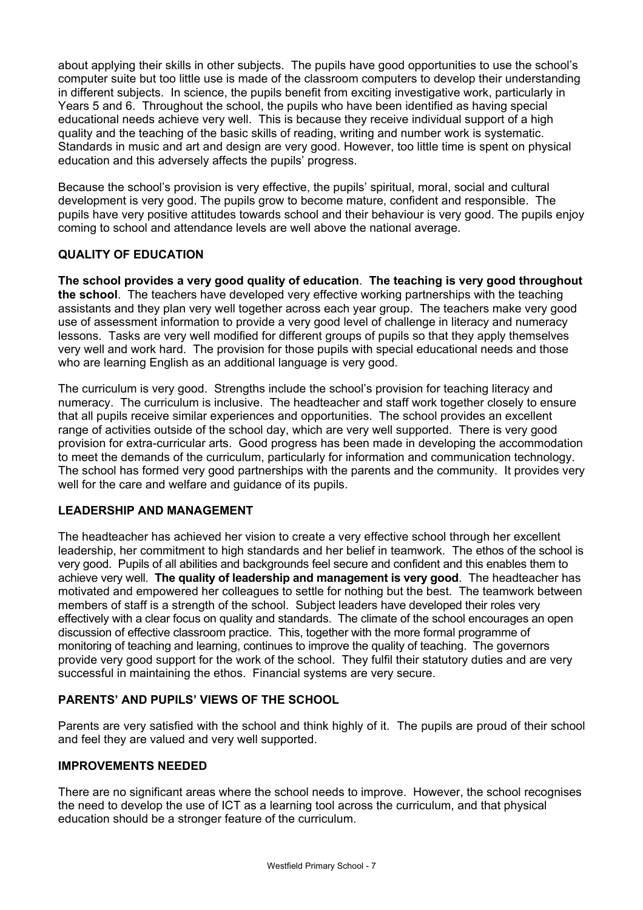about applying their skills in other subjects. The pupils have good opportunities to use the school's computer suite but too little use is made of the classroom computers to develop their understanding in different subjects. In science, the pupils benefit from exciting investigative work, particularly in Years 5 and 6. Throughout the school, the pupils who have been identified as having special educational needs achieve very well. This is because they receive individual support of a high quality and the teaching of the basic skills of reading, writing and number work is systematic. Standards in music and art and design are very good. However, too little time is spent on physical education and this adversely affects the pupils' progress.

Because the school's provision is very effective, the pupils' spiritual, moral, social and cultural development is very good. The pupils grow to become mature, confident and responsible. The pupils have very positive attitudes towards school and their behaviour is very good. The pupils enjoy coming to school and attendance levels are well above the national average.

## QUALITY OF EDUCATION

**The school provides a very good quality of education**. **The teaching is very good throughout the school**. The teachers have developed very effective working partnerships with the teaching assistants and they plan very well together across each year group. The teachers make very good use of assessment information to provide a very good level of challenge in literacy and numeracy lessons. Tasks are very well modified for different groups of pupils so that they apply themselves very well and work hard. The provision for those pupils with special educational needs and those who are learning English as an additional language is very good.

The curriculum is very good. Strengths include the school's provision for teaching literacy and numeracy. The curriculum is inclusive. The headteacher and staff work together closely to ensure that all pupils receive similar experiences and opportunities. The school provides an excellent range of activities outside of the school day, which are very well supported. There is very good provision for extra-curricular arts. Good progress has been made in developing the accommodation to meet the demands of the curriculum, particularly for information and communication technology. The school has formed very good partnerships with the parents and the community. It provides very well for the care and welfare and guidance of its pupils.

## LEADERSHIP AND MANAGEMENT

The headteacher has achieved her vision to create a very effective school through her excellent leadership, her commitment to high standards and her belief in teamwork. The ethos of the school is very good. Pupils of all abilities and backgrounds feel secure and confident and this enables them to achieve very well. **The quality of leadership and management is very good**. The headteacher has motivated and empowered her colleagues to settle for nothing but the best. The teamwork between members of staff is a strength of the school. Subject leaders have developed their roles very effectively with a clear focus on quality and standards. The climate of the school encourages an open discussion of effective classroom practice. This, together with the more formal programme of monitoring of teaching and learning, continues to improve the quality of teaching. The governors provide very good support for the work of the school. They fulfil their statutory duties and are very successful in maintaining the ethos. Financial systems are very secure.

## PARENTS' AND PUPILS' VIEWS OF THE SCHOOL

Parents are very satisfied with the school and think highly of it. The pupils are proud of their school and feel they are valued and very well supported.

## IMPROVEMENTS NEEDED

There are no significant areas where the school needs to improve. However, the school recognises the need to develop the use of ICT as a learning tool across the curriculum, and that physical education should be a stronger feature of the curriculum.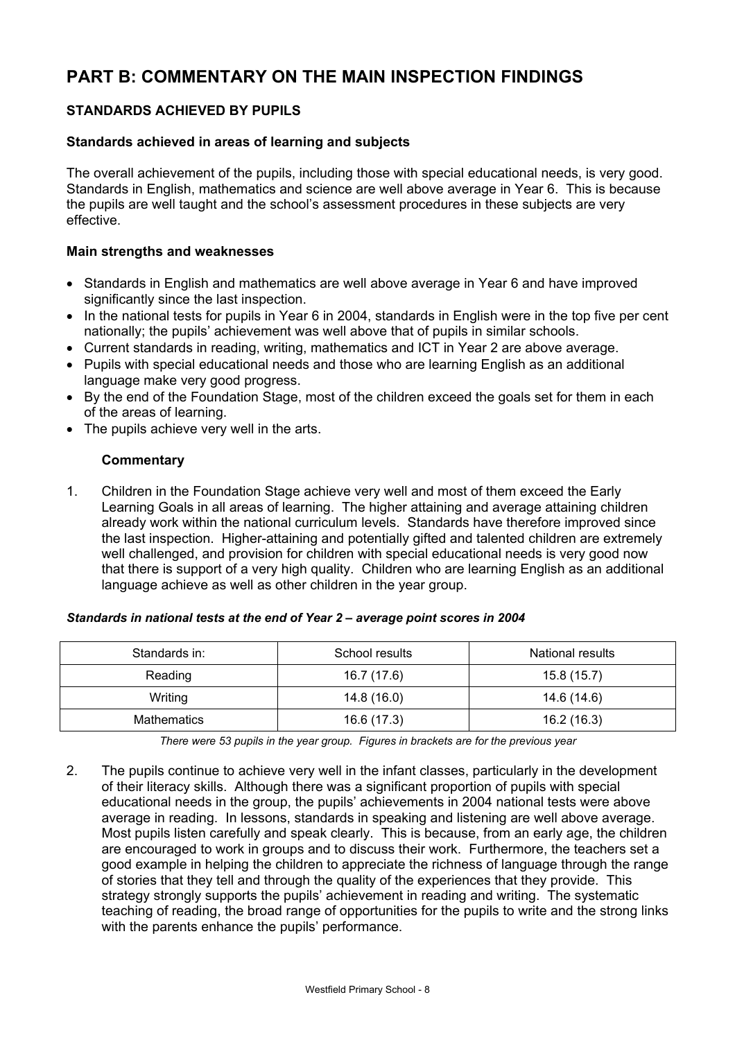# PART B: COMMENTARY ON THE MAIN INSPECTION FINDINGS

## STANDARDS ACHIEVED BY PUPILS

### Standards achieved in areas of learning and subjects

The overall achievement of the pupils, including those with special educational needs, is very good. Standards in English, mathematics and science are well above average in Year 6. This is because the pupils are well taught and the school's assessment procedures in these subjects are very effective.

### Main strengths and weaknesses

- Standards in English and mathematics are well above average in Year 6 and have improved significantly since the last inspection.
- In the national tests for pupils in Year 6 in 2004, standards in English were in the top five per cent nationally; the pupils' achievement was well above that of pupils in similar schools.
- Current standards in reading, writing, mathematics and ICT in Year 2 are above average.
- Pupils with special educational needs and those who are learning English as an additional language make very good progress.
- By the end of the Foundation Stage, most of the children exceed the goals set for them in each of the areas of learning.
- The pupils achieve very well in the arts.

#### Commentary

1. Children in the Foundation Stage achieve very well and most of them exceed the Early Learning Goals in all areas of learning. The higher attaining and average attaining children already work within the national curriculum levels. Standards have therefore improved since the last inspection. Higher-attaining and potentially gifted and talented children are extremely well challenged, and provision for children with special educational needs is very good now that there is support of a very high quality. Children who are learning English as an additional language achieve as well as other children in the year group.

***Standards in national tests at the end of Year 2 – average point scores in 2004***

| Standards in: | School results | National results |
|---|---|---|
| Reading | 16.7 (17.6) | 15.8 (15.7) |
| Writing | 14.8 (16.0) | 14.6 (14.6) |
| Mathematics | 16.6 (17.3) | 16.2 (16.3) |

*There were 53 pupils in the year group. Figures in brackets are for the previous year*

2. The pupils continue to achieve very well in the infant classes, particularly in the development of their literacy skills. Although there was a significant proportion of pupils with special educational needs in the group, the pupils' achievements in 2004 national tests were above average in reading. In lessons, standards in speaking and listening are well above average. Most pupils listen carefully and speak clearly. This is because, from an early age, the children are encouraged to work in groups and to discuss their work. Furthermore, the teachers set a good example in helping the children to appreciate the richness of language through the range of stories that they tell and through the quality of the experiences that they provide. This strategy strongly supports the pupils' achievement in reading and writing. The systematic teaching of reading, the broad range of opportunities for the pupils to write and the strong links with the parents enhance the pupils' performance.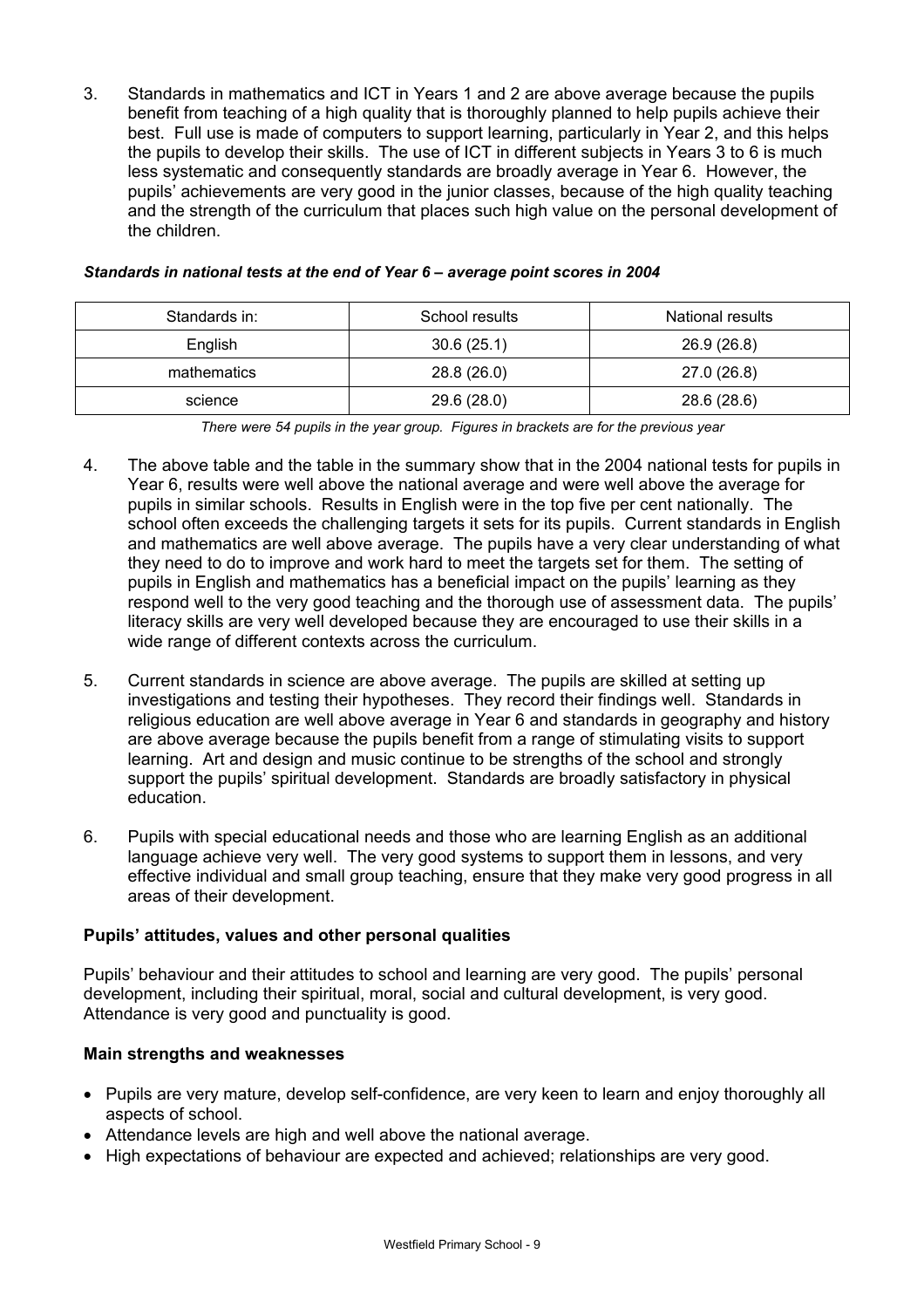3. Standards in mathematics and ICT in Years 1 and 2 are above average because the pupils benefit from teaching of a high quality that is thoroughly planned to help pupils achieve their best. Full use is made of computers to support learning, particularly in Year 2, and this helps the pupils to develop their skills. The use of ICT in different subjects in Years 3 to 6 is much less systematic and consequently standards are broadly average in Year 6. However, the pupils' achievements are very good in the junior classes, because of the high quality teaching and the strength of the curriculum that places such high value on the personal development of the children.

***Standards in national tests at the end of Year 6 – average point scores in 2004***

| Standards in: | School results | National results |
|---|---|---|
| English | 30.6 (25.1) | 26.9 (26.8) |
| mathematics | 28.8 (26.0) | 27.0 (26.8) |
| science | 29.6 (28.0) | 28.6 (28.6) |

*There were 54 pupils in the year group. Figures in brackets are for the previous year*

4. The above table and the table in the summary show that in the 2004 national tests for pupils in Year 6, results were well above the national average and were well above the average for pupils in similar schools. Results in English were in the top five per cent nationally. The school often exceeds the challenging targets it sets for its pupils. Current standards in English and mathematics are well above average. The pupils have a very clear understanding of what they need to do to improve and work hard to meet the targets set for them. The setting of pupils in English and mathematics has a beneficial impact on the pupils' learning as they respond well to the very good teaching and the thorough use of assessment data. The pupils' literacy skills are very well developed because they are encouraged to use their skills in a wide range of different contexts across the curriculum.

5. Current standards in science are above average. The pupils are skilled at setting up investigations and testing their hypotheses. They record their findings well. Standards in religious education are well above average in Year 6 and standards in geography and history are above average because the pupils benefit from a range of stimulating visits to support learning. Art and design and music continue to be strengths of the school and strongly support the pupils' spiritual development. Standards are broadly satisfactory in physical education.

6. Pupils with special educational needs and those who are learning English as an additional language achieve very well. The very good systems to support them in lessons, and very effective individual and small group teaching, ensure that they make very good progress in all areas of their development.

**Pupils' attitudes, values and other personal qualities**

Pupils' behaviour and their attitudes to school and learning are very good. The pupils' personal development, including their spiritual, moral, social and cultural development, is very good. Attendance is very good and punctuality is good.

**Main strengths and weaknesses**

- Pupils are very mature, develop self-confidence, are very keen to learn and enjoy thoroughly all aspects of school.
- Attendance levels are high and well above the national average.
- High expectations of behaviour are expected and achieved; relationships are very good.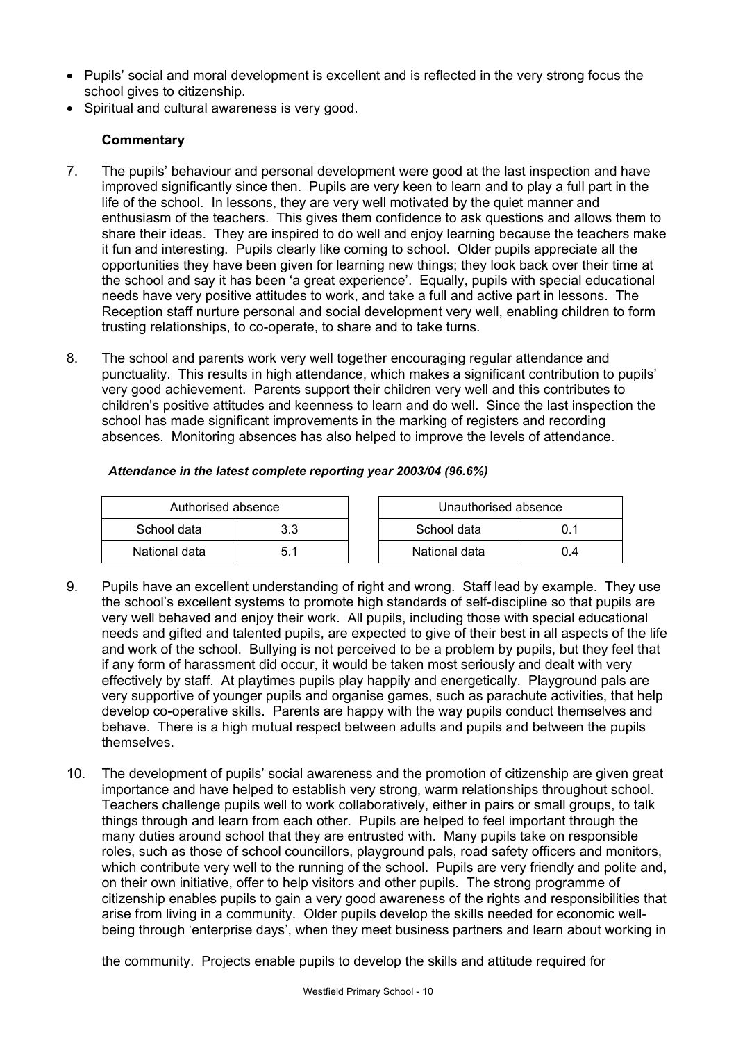- Pupils' social and moral development is excellent and is reflected in the very strong focus the school gives to citizenship.
- Spiritual and cultural awareness is very good.

### Commentary

7. The pupils' behaviour and personal development were good at the last inspection and have improved significantly since then. Pupils are very keen to learn and to play a full part in the life of the school. In lessons, they are very well motivated by the quiet manner and enthusiasm of the teachers. This gives them confidence to ask questions and allows them to share their ideas. They are inspired to do well and enjoy learning because the teachers make it fun and interesting. Pupils clearly like coming to school. Older pupils appreciate all the opportunities they have been given for learning new things; they look back over their time at the school and say it has been 'a great experience'. Equally, pupils with special educational needs have very positive attitudes to work, and take a full and active part in lessons. The Reception staff nurture personal and social development very well, enabling children to form trusting relationships, to co-operate, to share and to take turns.

8. The school and parents work very well together encouraging regular attendance and punctuality. This results in high attendance, which makes a significant contribution to pupils' very good achievement. Parents support their children very well and this contributes to children's positive attitudes and keenness to learn and do well. Since the last inspection the school has made significant improvements in the marking of registers and recording absences. Monitoring absences has also helped to improve the levels of attendance.

***Attendance in the latest complete reporting year 2003/04 (96.6%)***

| Authorised absence | |
|---|---|
| School data | 3.3 |
| National data | 5.1 |

| Unauthorised absence | |
|---|---|
| School data | 0.1 |
| National data | 0.4 |

9. Pupils have an excellent understanding of right and wrong. Staff lead by example. They use the school's excellent systems to promote high standards of self-discipline so that pupils are very well behaved and enjoy their work. All pupils, including those with special educational needs and gifted and talented pupils, are expected to give of their best in all aspects of the life and work of the school. Bullying is not perceived to be a problem by pupils, but they feel that if any form of harassment did occur, it would be taken most seriously and dealt with very effectively by staff. At playtimes pupils play happily and energetically. Playground pals are very supportive of younger pupils and organise games, such as parachute activities, that help develop co-operative skills. Parents are happy with the way pupils conduct themselves and behave. There is a high mutual respect between adults and pupils and between the pupils themselves.

10. The development of pupils' social awareness and the promotion of citizenship are given great importance and have helped to establish very strong, warm relationships throughout school. Teachers challenge pupils well to work collaboratively, either in pairs or small groups, to talk things through and learn from each other. Pupils are helped to feel important through the many duties around school that they are entrusted with. Many pupils take on responsible roles, such as those of school councillors, playground pals, road safety officers and monitors, which contribute very well to the running of the school. Pupils are very friendly and polite and, on their own initiative, offer to help visitors and other pupils. The strong programme of citizenship enables pupils to gain a very good awareness of the rights and responsibilities that arise from living in a community. Older pupils develop the skills needed for economic well-being through 'enterprise days', when they meet business partners and learn about working in the community. Projects enable pupils to develop the skills and attitude required for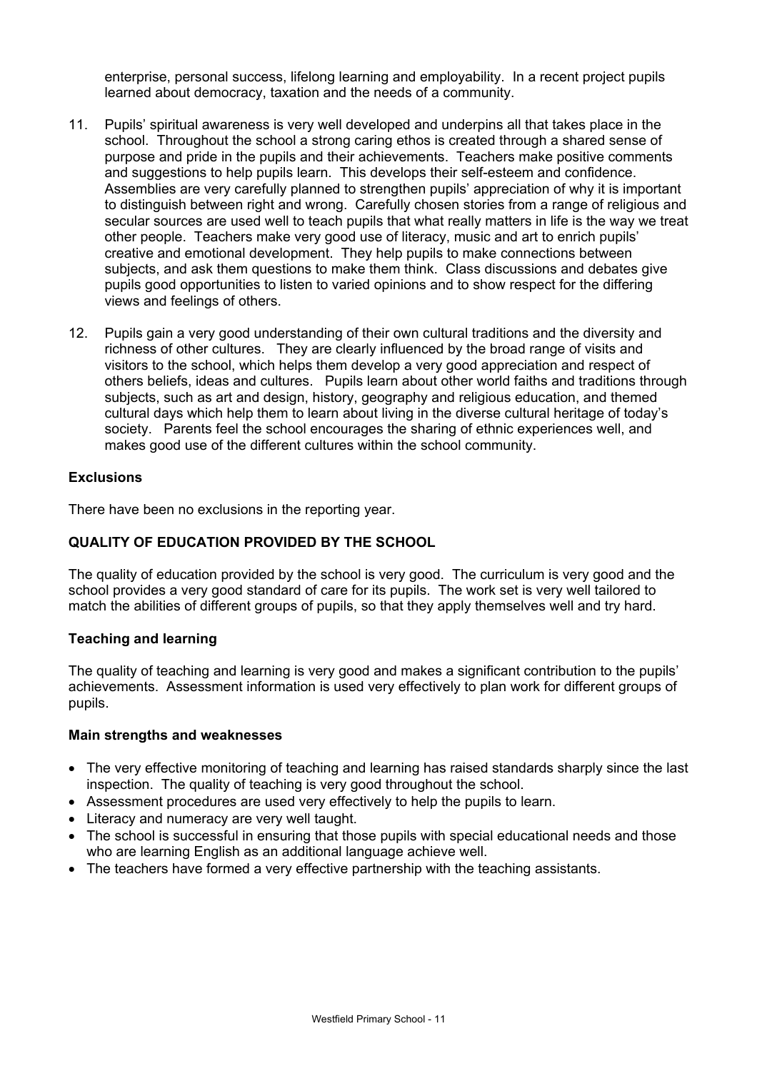enterprise, personal success, lifelong learning and employability. In a recent project pupils learned about democracy, taxation and the needs of a community.

11. Pupils' spiritual awareness is very well developed and underpins all that takes place in the school. Throughout the school a strong caring ethos is created through a shared sense of purpose and pride in the pupils and their achievements. Teachers make positive comments and suggestions to help pupils learn. This develops their self-esteem and confidence. Assemblies are very carefully planned to strengthen pupils' appreciation of why it is important to distinguish between right and wrong. Carefully chosen stories from a range of religious and secular sources are used well to teach pupils that what really matters in life is the way we treat other people. Teachers make very good use of literacy, music and art to enrich pupils' creative and emotional development. They help pupils to make connections between subjects, and ask them questions to make them think. Class discussions and debates give pupils good opportunities to listen to varied opinions and to show respect for the differing views and feelings of others.

12. Pupils gain a very good understanding of their own cultural traditions and the diversity and richness of other cultures. They are clearly influenced by the broad range of visits and visitors to the school, which helps them develop a very good appreciation and respect of others beliefs, ideas and cultures. Pupils learn about other world faiths and traditions through subjects, such as art and design, history, geography and religious education, and themed cultural days which help them to learn about living in the diverse cultural heritage of today's society. Parents feel the school encourages the sharing of ethnic experiences well, and makes good use of the different cultures within the school community.

### Exclusions

There have been no exclusions in the reporting year.

## QUALITY OF EDUCATION PROVIDED BY THE SCHOOL

The quality of education provided by the school is very good. The curriculum is very good and the school provides a very good standard of care for its pupils. The work set is very well tailored to match the abilities of different groups of pupils, so that they apply themselves well and try hard.

### Teaching and learning

The quality of teaching and learning is very good and makes a significant contribution to the pupils' achievements. Assessment information is used very effectively to plan work for different groups of pupils.

#### Main strengths and weaknesses

- The very effective monitoring of teaching and learning has raised standards sharply since the last inspection. The quality of teaching is very good throughout the school.
- Assessment procedures are used very effectively to help the pupils to learn.
- Literacy and numeracy are very well taught.
- The school is successful in ensuring that those pupils with special educational needs and those who are learning English as an additional language achieve well.
- The teachers have formed a very effective partnership with the teaching assistants.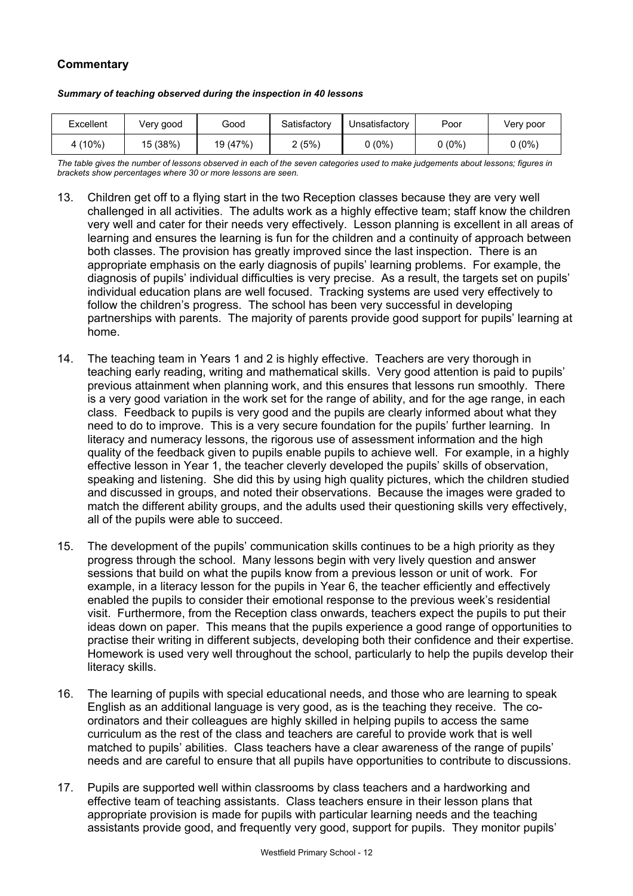## Commentary

***Summary of teaching observed during the inspection in 40 lessons***

| Excellent | Very good | Good | Satisfactory | Unsatisfactory | Poor | Very poor |
|---|---|---|---|---|---|---|
| 4 (10%) | 15 (38%) | 19 (47%) | 2 (5%) | 0 (0%) | 0 (0%) | 0 (0%) |

*The table gives the number of lessons observed in each of the seven categories used to make judgements about lessons; figures in brackets show percentages where 30 or more lessons are seen.*

13. Children get off to a flying start in the two Reception classes because they are very well challenged in all activities. The adults work as a highly effective team; staff know the children very well and cater for their needs very effectively. Lesson planning is excellent in all areas of learning and ensures the learning is fun for the children and a continuity of approach between both classes. The provision has greatly improved since the last inspection. There is an appropriate emphasis on the early diagnosis of pupils' learning problems. For example, the diagnosis of pupils' individual difficulties is very precise. As a result, the targets set on pupils' individual education plans are well focused. Tracking systems are used very effectively to follow the children's progress. The school has been very successful in developing partnerships with parents. The majority of parents provide good support for pupils' learning at home.

14. The teaching team in Years 1 and 2 is highly effective. Teachers are very thorough in teaching early reading, writing and mathematical skills. Very good attention is paid to pupils' previous attainment when planning work, and this ensures that lessons run smoothly. There is a very good variation in the work set for the range of ability, and for the age range, in each class. Feedback to pupils is very good and the pupils are clearly informed about what they need to do to improve. This is a very secure foundation for the pupils' further learning. In literacy and numeracy lessons, the rigorous use of assessment information and the high quality of the feedback given to pupils enable pupils to achieve well. For example, in a highly effective lesson in Year 1, the teacher cleverly developed the pupils' skills of observation, speaking and listening. She did this by using high quality pictures, which the children studied and discussed in groups, and noted their observations. Because the images were graded to match the different ability groups, and the adults used their questioning skills very effectively, all of the pupils were able to succeed.

15. The development of the pupils' communication skills continues to be a high priority as they progress through the school. Many lessons begin with very lively question and answer sessions that build on what the pupils know from a previous lesson or unit of work. For example, in a literacy lesson for the pupils in Year 6, the teacher efficiently and effectively enabled the pupils to consider their emotional response to the previous week's residential visit. Furthermore, from the Reception class onwards, teachers expect the pupils to put their ideas down on paper. This means that the pupils experience a good range of opportunities to practise their writing in different subjects, developing both their confidence and their expertise. Homework is used very well throughout the school, particularly to help the pupils develop their literacy skills.

16. The learning of pupils with special educational needs, and those who are learning to speak English as an additional language is very good, as is the teaching they receive. The co-ordinators and their colleagues are highly skilled in helping pupils to access the same curriculum as the rest of the class and teachers are careful to provide work that is well matched to pupils' abilities. Class teachers have a clear awareness of the range of pupils' needs and are careful to ensure that all pupils have opportunities to contribute to discussions.

17. Pupils are supported well within classrooms by class teachers and a hardworking and effective team of teaching assistants. Class teachers ensure in their lesson plans that appropriate provision is made for pupils with particular learning needs and the teaching assistants provide good, and frequently very good, support for pupils. They monitor pupils'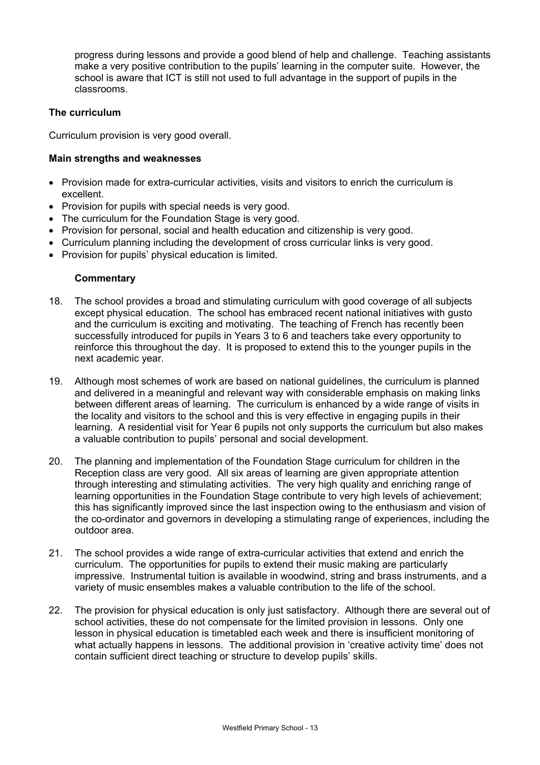progress during lessons and provide a good blend of help and challenge. Teaching assistants make a very positive contribution to the pupils' learning in the computer suite. However, the school is aware that ICT is still not used to full advantage in the support of pupils in the classrooms.

### The curriculum

Curriculum provision is very good overall.

#### Main strengths and weaknesses

- Provision made for extra-curricular activities, visits and visitors to enrich the curriculum is excellent.
- Provision for pupils with special needs is very good.
- The curriculum for the Foundation Stage is very good.
- Provision for personal, social and health education and citizenship is very good.
- Curriculum planning including the development of cross curricular links is very good.
- Provision for pupils' physical education is limited.

#### Commentary

18. The school provides a broad and stimulating curriculum with good coverage of all subjects except physical education. The school has embraced recent national initiatives with gusto and the curriculum is exciting and motivating. The teaching of French has recently been successfully introduced for pupils in Years 3 to 6 and teachers take every opportunity to reinforce this throughout the day. It is proposed to extend this to the younger pupils in the next academic year.

19. Although most schemes of work are based on national guidelines, the curriculum is planned and delivered in a meaningful and relevant way with considerable emphasis on making links between different areas of learning. The curriculum is enhanced by a wide range of visits in the locality and visitors to the school and this is very effective in engaging pupils in their learning. A residential visit for Year 6 pupils not only supports the curriculum but also makes a valuable contribution to pupils' personal and social development.

20. The planning and implementation of the Foundation Stage curriculum for children in the Reception class are very good. All six areas of learning are given appropriate attention through interesting and stimulating activities. The very high quality and enriching range of learning opportunities in the Foundation Stage contribute to very high levels of achievement; this has significantly improved since the last inspection owing to the enthusiasm and vision of the co-ordinator and governors in developing a stimulating range of experiences, including the outdoor area.

21. The school provides a wide range of extra-curricular activities that extend and enrich the curriculum. The opportunities for pupils to extend their music making are particularly impressive. Instrumental tuition is available in woodwind, string and brass instruments, and a variety of music ensembles makes a valuable contribution to the life of the school.

22. The provision for physical education is only just satisfactory. Although there are several out of school activities, these do not compensate for the limited provision in lessons. Only one lesson in physical education is timetabled each week and there is insufficient monitoring of what actually happens in lessons. The additional provision in 'creative activity time' does not contain sufficient direct teaching or structure to develop pupils' skills.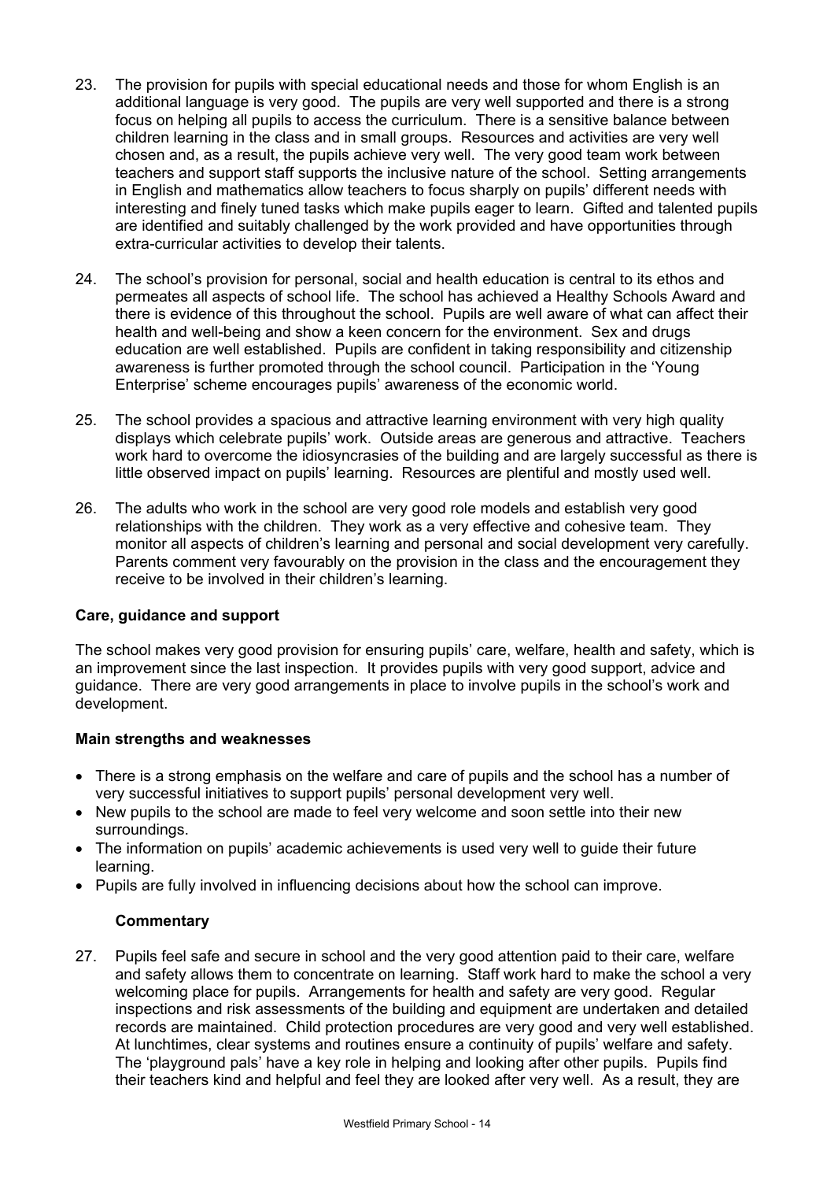23. The provision for pupils with special educational needs and those for whom English is an additional language is very good. The pupils are very well supported and there is a strong focus on helping all pupils to access the curriculum. There is a sensitive balance between children learning in the class and in small groups. Resources and activities are very well chosen and, as a result, the pupils achieve very well. The very good team work between teachers and support staff supports the inclusive nature of the school. Setting arrangements in English and mathematics allow teachers to focus sharply on pupils' different needs with interesting and finely tuned tasks which make pupils eager to learn. Gifted and talented pupils are identified and suitably challenged by the work provided and have opportunities through extra-curricular activities to develop their talents.

24. The school's provision for personal, social and health education is central to its ethos and permeates all aspects of school life. The school has achieved a Healthy Schools Award and there is evidence of this throughout the school. Pupils are well aware of what can affect their health and well-being and show a keen concern for the environment. Sex and drugs education are well established. Pupils are confident in taking responsibility and citizenship awareness is further promoted through the school council. Participation in the 'Young Enterprise' scheme encourages pupils' awareness of the economic world.

25. The school provides a spacious and attractive learning environment with very high quality displays which celebrate pupils' work. Outside areas are generous and attractive. Teachers work hard to overcome the idiosyncrasies of the building and are largely successful as there is little observed impact on pupils' learning. Resources are plentiful and mostly used well.

26. The adults who work in the school are very good role models and establish very good relationships with the children. They work as a very effective and cohesive team. They monitor all aspects of children's learning and personal and social development very carefully. Parents comment very favourably on the provision in the class and the encouragement they receive to be involved in their children's learning.

**Care, guidance and support**

The school makes very good provision for ensuring pupils' care, welfare, health and safety, which is an improvement since the last inspection. It provides pupils with very good support, advice and guidance. There are very good arrangements in place to involve pupils in the school's work and development.

**Main strengths and weaknesses**

- There is a strong emphasis on the welfare and care of pupils and the school has a number of very successful initiatives to support pupils' personal development very well.
- New pupils to the school are made to feel very welcome and soon settle into their new surroundings.
- The information on pupils' academic achievements is used very well to guide their future learning.
- Pupils are fully involved in influencing decisions about how the school can improve.

**Commentary**

27. Pupils feel safe and secure in school and the very good attention paid to their care, welfare and safety allows them to concentrate on learning. Staff work hard to make the school a very welcoming place for pupils. Arrangements for health and safety are very good. Regular inspections and risk assessments of the building and equipment are undertaken and detailed records are maintained. Child protection procedures are very good and very well established. At lunchtimes, clear systems and routines ensure a continuity of pupils' welfare and safety. The 'playground pals' have a key role in helping and looking after other pupils. Pupils find their teachers kind and helpful and feel they are looked after very well. As a result, they are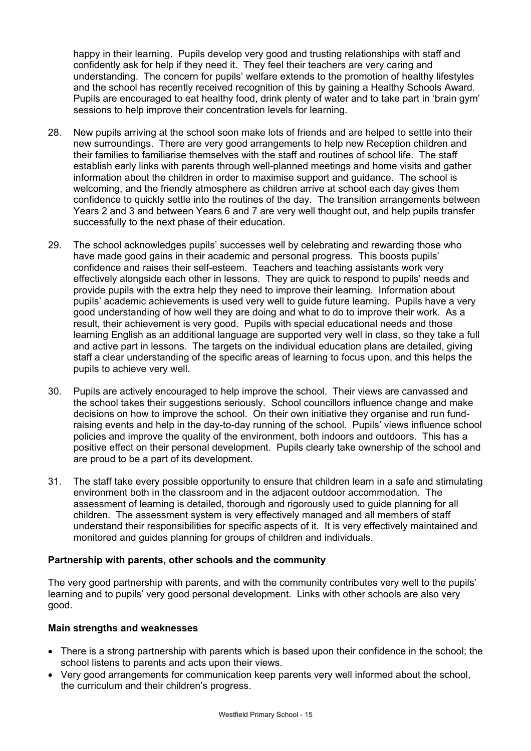happy in their learning. Pupils develop very good and trusting relationships with staff and confidently ask for help if they need it. They feel their teachers are very caring and understanding. The concern for pupils' welfare extends to the promotion of healthy lifestyles and the school has recently received recognition of this by gaining a Healthy Schools Award. Pupils are encouraged to eat healthy food, drink plenty of water and to take part in 'brain gym' sessions to help improve their concentration levels for learning.

28. New pupils arriving at the school soon make lots of friends and are helped to settle into their new surroundings. There are very good arrangements to help new Reception children and their families to familiarise themselves with the staff and routines of school life. The staff establish early links with parents through well-planned meetings and home visits and gather information about the children in order to maximise support and guidance. The school is welcoming, and the friendly atmosphere as children arrive at school each day gives them confidence to quickly settle into the routines of the day. The transition arrangements between Years 2 and 3 and between Years 6 and 7 are very well thought out, and help pupils transfer successfully to the next phase of their education.

29. The school acknowledges pupils' successes well by celebrating and rewarding those who have made good gains in their academic and personal progress. This boosts pupils' confidence and raises their self-esteem. Teachers and teaching assistants work very effectively alongside each other in lessons. They are quick to respond to pupils' needs and provide pupils with the extra help they need to improve their learning. Information about pupils' academic achievements is used very well to guide future learning. Pupils have a very good understanding of how well they are doing and what to do to improve their work. As a result, their achievement is very good. Pupils with special educational needs and those learning English as an additional language are supported very well in class, so they take a full and active part in lessons. The targets on the individual education plans are detailed, giving staff a clear understanding of the specific areas of learning to focus upon, and this helps the pupils to achieve very well.

30. Pupils are actively encouraged to help improve the school. Their views are canvassed and the school takes their suggestions seriously. School councillors influence change and make decisions on how to improve the school. On their own initiative they organise and run fund-raising events and help in the day-to-day running of the school. Pupils' views influence school policies and improve the quality of the environment, both indoors and outdoors. This has a positive effect on their personal development. Pupils clearly take ownership of the school and are proud to be a part of its development.

31. The staff take every possible opportunity to ensure that children learn in a safe and stimulating environment both in the classroom and in the adjacent outdoor accommodation. The assessment of learning is detailed, thorough and rigorously used to guide planning for all children. The assessment system is very effectively managed and all members of staff understand their responsibilities for specific aspects of it. It is very effectively maintained and monitored and guides planning for groups of children and individuals.

### Partnership with parents, other schools and the community

The very good partnership with parents, and with the community contributes very well to the pupils' learning and to pupils' very good personal development. Links with other schools are also very good.

#### Main strengths and weaknesses

- There is a strong partnership with parents which is based upon their confidence in the school; the school listens to parents and acts upon their views.
- Very good arrangements for communication keep parents very well informed about the school, the curriculum and their children's progress.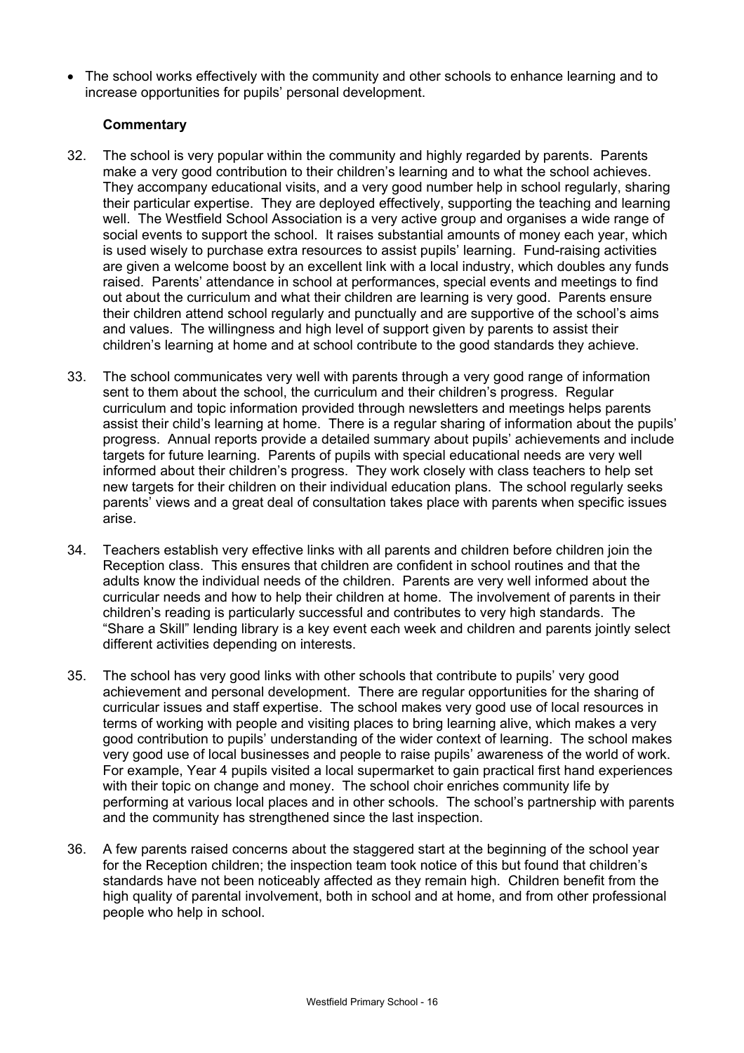- The school works effectively with the community and other schools to enhance learning and to increase opportunities for pupils' personal development.

**Commentary**

32. The school is very popular within the community and highly regarded by parents. Parents make a very good contribution to their children's learning and to what the school achieves. They accompany educational visits, and a very good number help in school regularly, sharing their particular expertise. They are deployed effectively, supporting the teaching and learning well. The Westfield School Association is a very active group and organises a wide range of social events to support the school. It raises substantial amounts of money each year, which is used wisely to purchase extra resources to assist pupils' learning. Fund-raising activities are given a welcome boost by an excellent link with a local industry, which doubles any funds raised. Parents' attendance in school at performances, special events and meetings to find out about the curriculum and what their children are learning is very good. Parents ensure their children attend school regularly and punctually and are supportive of the school's aims and values. The willingness and high level of support given by parents to assist their children's learning at home and at school contribute to the good standards they achieve.

33. The school communicates very well with parents through a very good range of information sent to them about the school, the curriculum and their children's progress. Regular curriculum and topic information provided through newsletters and meetings helps parents assist their child's learning at home. There is a regular sharing of information about the pupils' progress. Annual reports provide a detailed summary about pupils' achievements and include targets for future learning. Parents of pupils with special educational needs are very well informed about their children's progress. They work closely with class teachers to help set new targets for their children on their individual education plans. The school regularly seeks parents' views and a great deal of consultation takes place with parents when specific issues arise.

34. Teachers establish very effective links with all parents and children before children join the Reception class. This ensures that children are confident in school routines and that the adults know the individual needs of the children. Parents are very well informed about the curricular needs and how to help their children at home. The involvement of parents in their children's reading is particularly successful and contributes to very high standards. The "Share a Skill" lending library is a key event each week and children and parents jointly select different activities depending on interests.

35. The school has very good links with other schools that contribute to pupils' very good achievement and personal development. There are regular opportunities for the sharing of curricular issues and staff expertise. The school makes very good use of local resources in terms of working with people and visiting places to bring learning alive, which makes a very good contribution to pupils' understanding of the wider context of learning. The school makes very good use of local businesses and people to raise pupils' awareness of the world of work. For example, Year 4 pupils visited a local supermarket to gain practical first hand experiences with their topic on change and money. The school choir enriches community life by performing at various local places and in other schools. The school's partnership with parents and the community has strengthened since the last inspection.

36. A few parents raised concerns about the staggered start at the beginning of the school year for the Reception children; the inspection team took notice of this but found that children's standards have not been noticeably affected as they remain high. Children benefit from the high quality of parental involvement, both in school and at home, and from other professional people who help in school.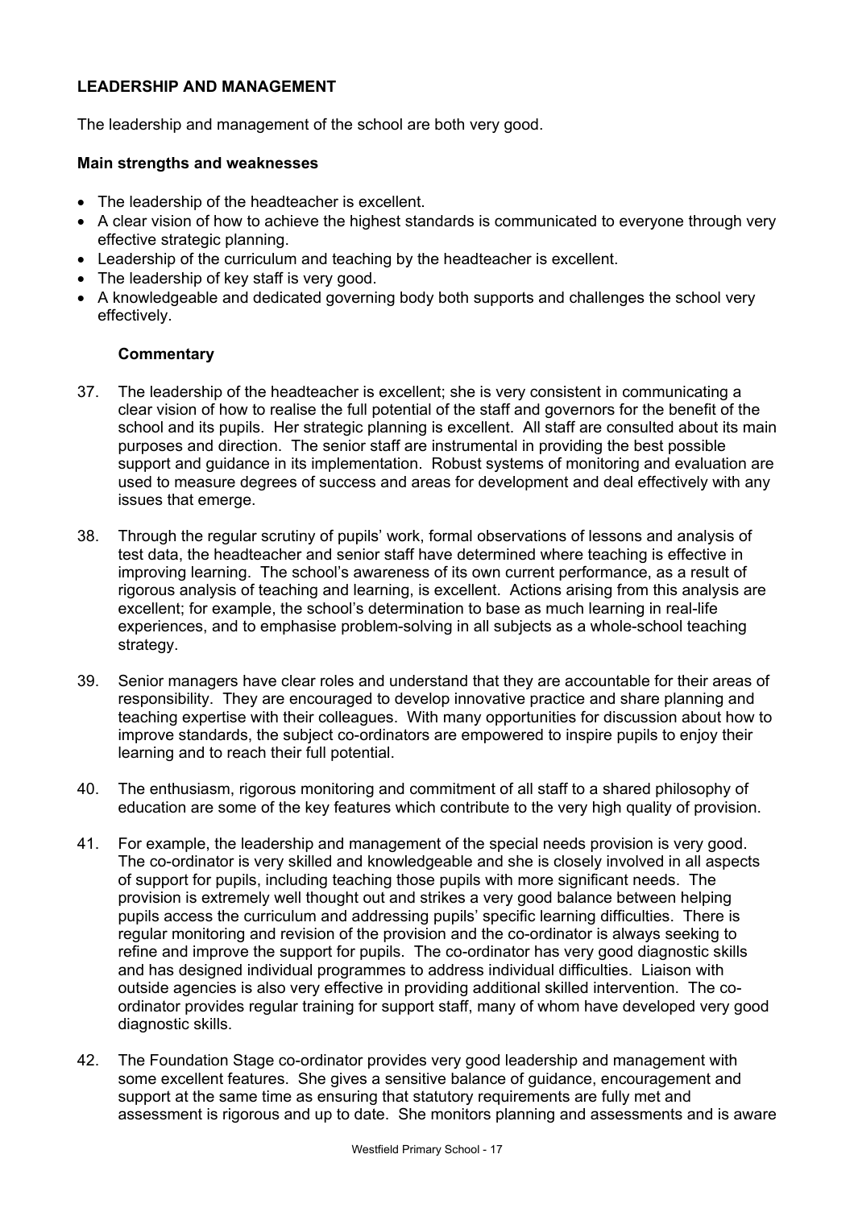## LEADERSHIP AND MANAGEMENT

The leadership and management of the school are both very good.

### Main strengths and weaknesses

- The leadership of the headteacher is excellent.
- A clear vision of how to achieve the highest standards is communicated to everyone through very effective strategic planning.
- Leadership of the curriculum and teaching by the headteacher is excellent.
- The leadership of key staff is very good.
- A knowledgeable and dedicated governing body both supports and challenges the school very effectively.

### Commentary

37. The leadership of the headteacher is excellent; she is very consistent in communicating a clear vision of how to realise the full potential of the staff and governors for the benefit of the school and its pupils. Her strategic planning is excellent. All staff are consulted about its main purposes and direction. The senior staff are instrumental in providing the best possible support and guidance in its implementation. Robust systems of monitoring and evaluation are used to measure degrees of success and areas for development and deal effectively with any issues that emerge.

38. Through the regular scrutiny of pupils' work, formal observations of lessons and analysis of test data, the headteacher and senior staff have determined where teaching is effective in improving learning. The school's awareness of its own current performance, as a result of rigorous analysis of teaching and learning, is excellent. Actions arising from this analysis are excellent; for example, the school's determination to base as much learning in real-life experiences, and to emphasise problem-solving in all subjects as a whole-school teaching strategy.

39. Senior managers have clear roles and understand that they are accountable for their areas of responsibility. They are encouraged to develop innovative practice and share planning and teaching expertise with their colleagues. With many opportunities for discussion about how to improve standards, the subject co-ordinators are empowered to inspire pupils to enjoy their learning and to reach their full potential.

40. The enthusiasm, rigorous monitoring and commitment of all staff to a shared philosophy of education are some of the key features which contribute to the very high quality of provision.

41. For example, the leadership and management of the special needs provision is very good. The co-ordinator is very skilled and knowledgeable and she is closely involved in all aspects of support for pupils, including teaching those pupils with more significant needs. The provision is extremely well thought out and strikes a very good balance between helping pupils access the curriculum and addressing pupils' specific learning difficulties. There is regular monitoring and revision of the provision and the co-ordinator is always seeking to refine and improve the support for pupils. The co-ordinator has very good diagnostic skills and has designed individual programmes to address individual difficulties. Liaison with outside agencies is also very effective in providing additional skilled intervention. The co-ordinator provides regular training for support staff, many of whom have developed very good diagnostic skills.

42. The Foundation Stage co-ordinator provides very good leadership and management with some excellent features. She gives a sensitive balance of guidance, encouragement and support at the same time as ensuring that statutory requirements are fully met and assessment is rigorous and up to date. She monitors planning and assessments and is aware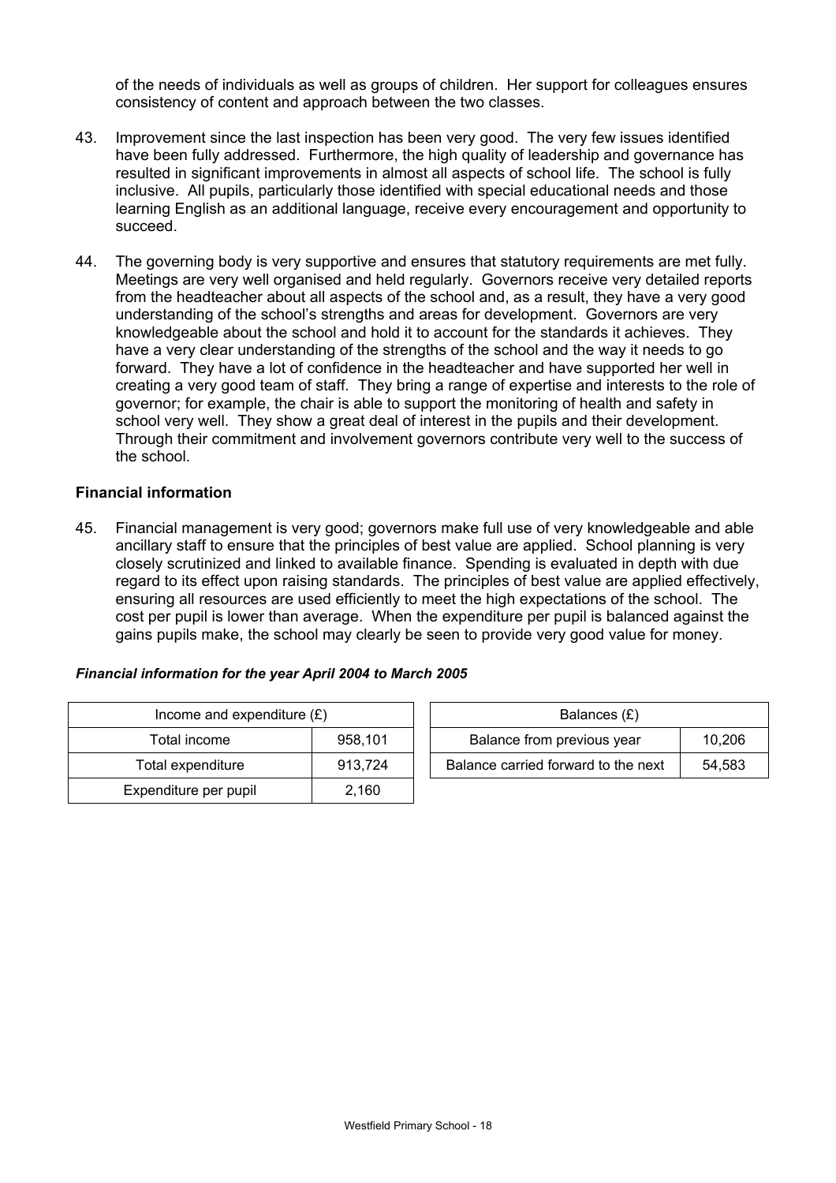of the needs of individuals as well as groups of children. Her support for colleagues ensures consistency of content and approach between the two classes.

43. Improvement since the last inspection has been very good. The very few issues identified have been fully addressed. Furthermore, the high quality of leadership and governance has resulted in significant improvements in almost all aspects of school life. The school is fully inclusive. All pupils, particularly those identified with special educational needs and those learning English as an additional language, receive every encouragement and opportunity to succeed.

44. The governing body is very supportive and ensures that statutory requirements are met fully. Meetings are very well organised and held regularly. Governors receive very detailed reports from the headteacher about all aspects of the school and, as a result, they have a very good understanding of the school's strengths and areas for development. Governors are very knowledgeable about the school and hold it to account for the standards it achieves. They have a very clear understanding of the strengths of the school and the way it needs to go forward. They have a lot of confidence in the headteacher and have supported her well in creating a very good team of staff. They bring a range of expertise and interests to the role of governor; for example, the chair is able to support the monitoring of health and safety in school very well. They show a great deal of interest in the pupils and their development. Through their commitment and involvement governors contribute very well to the success of the school.

### Financial information

45. Financial management is very good; governors make full use of very knowledgeable and able ancillary staff to ensure that the principles of best value are applied. School planning is very closely scrutinized and linked to available finance. Spending is evaluated in depth with due regard to its effect upon raising standards. The principles of best value are applied effectively, ensuring all resources are used efficiently to meet the high expectations of the school. The cost per pupil is lower than average. When the expenditure per pupil is balanced against the gains pupils make, the school may clearly be seen to provide very good value for money.

***Financial information for the year April 2004 to March 2005***

| Income and expenditure (£) | |
|---|---|
| Total income | 958,101 |
| Total expenditure | 913,724 |
| Expenditure per pupil | 2,160 |

| Balances (£) | |
|---|---|
| Balance from previous year | 10,206 |
| Balance carried forward to the next | 54,583 |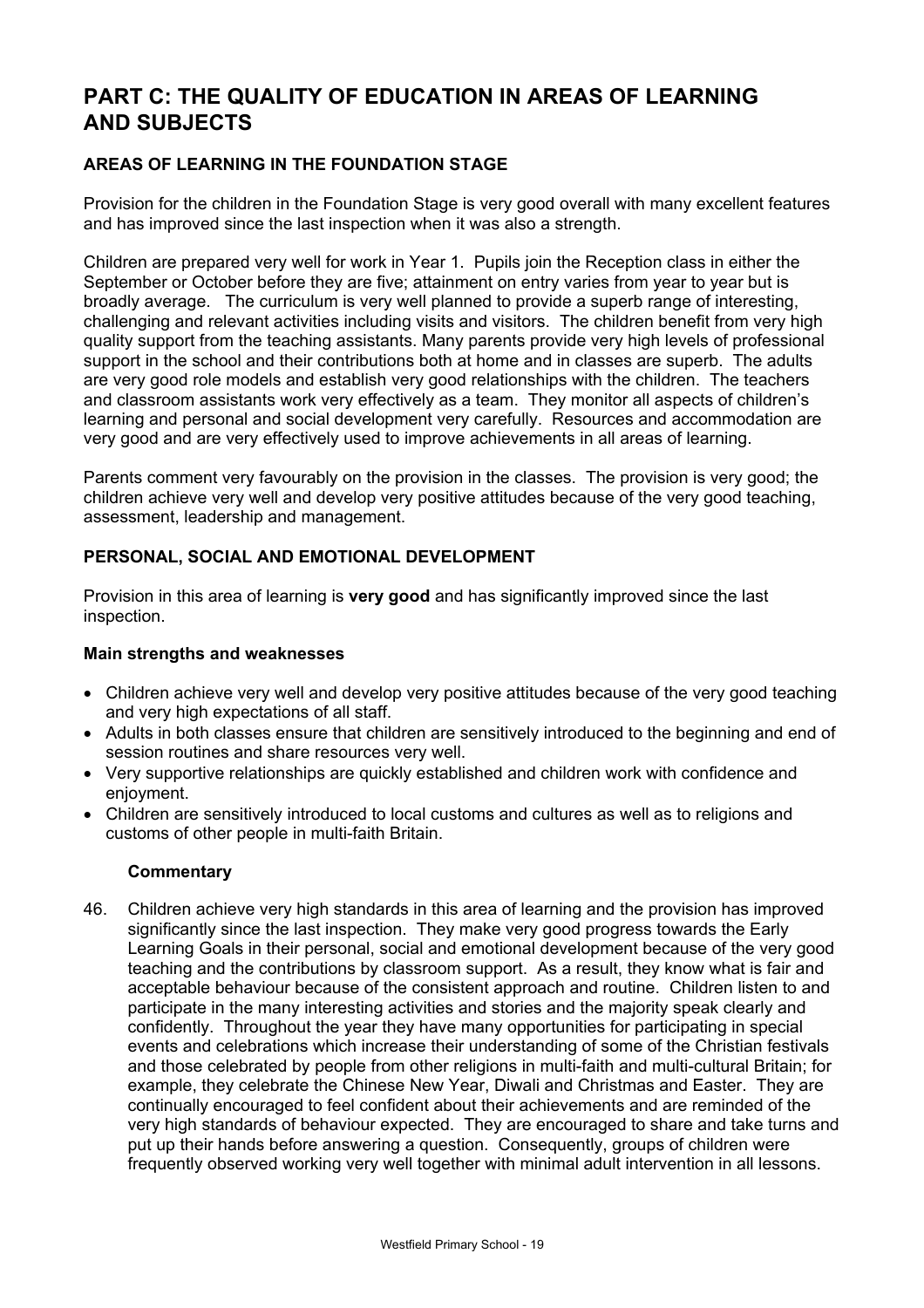# PART C: THE QUALITY OF EDUCATION IN AREAS OF LEARNING AND SUBJECTS

## AREAS OF LEARNING IN THE FOUNDATION STAGE

Provision for the children in the Foundation Stage is very good overall with many excellent features and has improved since the last inspection when it was also a strength.

Children are prepared very well for work in Year 1. Pupils join the Reception class in either the September or October before they are five; attainment on entry varies from year to year but is broadly average. The curriculum is very well planned to provide a superb range of interesting, challenging and relevant activities including visits and visitors. The children benefit from very high quality support from the teaching assistants. Many parents provide very high levels of professional support in the school and their contributions both at home and in classes are superb. The adults are very good role models and establish very good relationships with the children. The teachers and classroom assistants work very effectively as a team. They monitor all aspects of children's learning and personal and social development very carefully. Resources and accommodation are very good and are very effectively used to improve achievements in all areas of learning.

Parents comment very favourably on the provision in the classes. The provision is very good; the children achieve very well and develop very positive attitudes because of the very good teaching, assessment, leadership and management.

## PERSONAL, SOCIAL AND EMOTIONAL DEVELOPMENT

Provision in this area of learning is **very good** and has significantly improved since the last inspection.

### Main strengths and weaknesses

- Children achieve very well and develop very positive attitudes because of the very good teaching and very high expectations of all staff.
- Adults in both classes ensure that children are sensitively introduced to the beginning and end of session routines and share resources very well.
- Very supportive relationships are quickly established and children work with confidence and enjoyment.
- Children are sensitively introduced to local customs and cultures as well as to religions and customs of other people in multi-faith Britain.

#### Commentary

46. Children achieve very high standards in this area of learning and the provision has improved significantly since the last inspection. They make very good progress towards the Early Learning Goals in their personal, social and emotional development because of the very good teaching and the contributions by classroom support. As a result, they know what is fair and acceptable behaviour because of the consistent approach and routine. Children listen to and participate in the many interesting activities and stories and the majority speak clearly and confidently. Throughout the year they have many opportunities for participating in special events and celebrations which increase their understanding of some of the Christian festivals and those celebrated by people from other religions in multi-faith and multi-cultural Britain; for example, they celebrate the Chinese New Year, Diwali and Christmas and Easter. They are continually encouraged to feel confident about their achievements and are reminded of the very high standards of behaviour expected. They are encouraged to share and take turns and put up their hands before answering a question. Consequently, groups of children were frequently observed working very well together with minimal adult intervention in all lessons.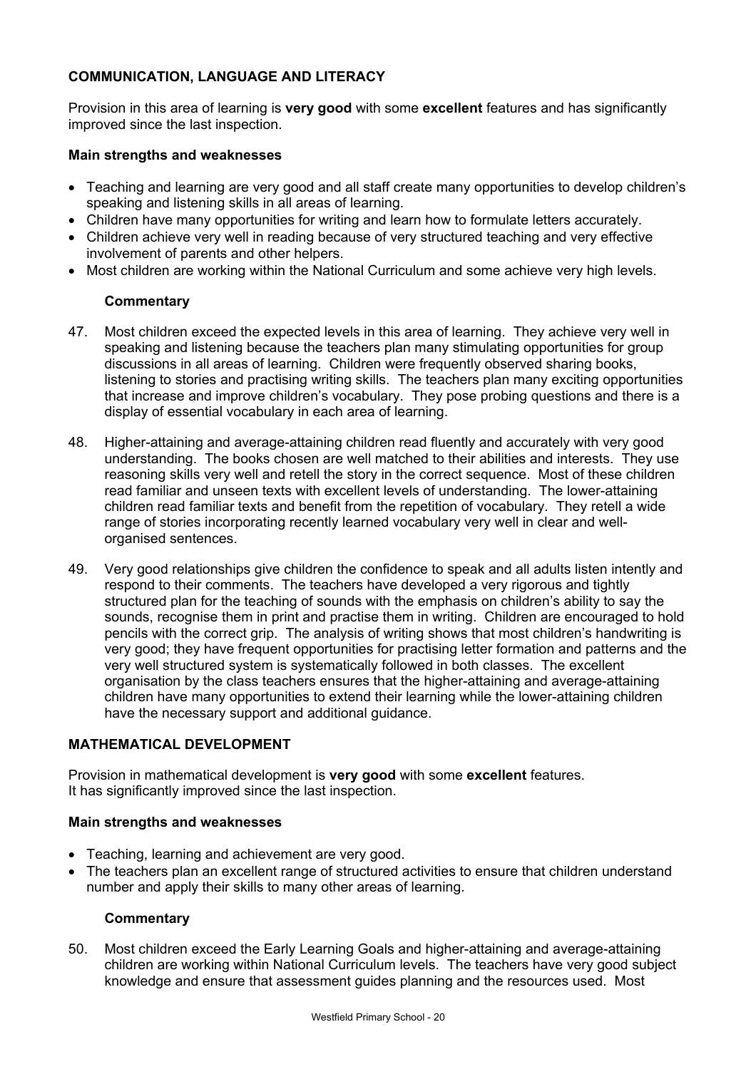## COMMUNICATION, LANGUAGE AND LITERACY

Provision in this area of learning is **very good** with some **excellent** features and has significantly improved since the last inspection.

### Main strengths and weaknesses

- Teaching and learning are very good and all staff create many opportunities to develop children's speaking and listening skills in all areas of learning.
- Children have many opportunities for writing and learn how to formulate letters accurately.
- Children achieve very well in reading because of very structured teaching and very effective involvement of parents and other helpers.
- Most children are working within the National Curriculum and some achieve very high levels.

#### Commentary

47. Most children exceed the expected levels in this area of learning. They achieve very well in speaking and listening because the teachers plan many stimulating opportunities for group discussions in all areas of learning. Children were frequently observed sharing books, listening to stories and practising writing skills. The teachers plan many exciting opportunities that increase and improve children's vocabulary. They pose probing questions and there is a display of essential vocabulary in each area of learning.

48. Higher-attaining and average-attaining children read fluently and accurately with very good understanding. The books chosen are well matched to their abilities and interests. They use reasoning skills very well and retell the story in the correct sequence. Most of these children read familiar and unseen texts with excellent levels of understanding. The lower-attaining children read familiar texts and benefit from the repetition of vocabulary. They retell a wide range of stories incorporating recently learned vocabulary very well in clear and well-organised sentences.

49. Very good relationships give children the confidence to speak and all adults listen intently and respond to their comments. The teachers have developed a very rigorous and tightly structured plan for the teaching of sounds with the emphasis on children's ability to say the sounds, recognise them in print and practise them in writing. Children are encouraged to hold pencils with the correct grip. The analysis of writing shows that most children's handwriting is very good; they have frequent opportunities for practising letter formation and patterns and the very well structured system is systematically followed in both classes. The excellent organisation by the class teachers ensures that the higher-attaining and average-attaining children have many opportunities to extend their learning while the lower-attaining children have the necessary support and additional guidance.

## MATHEMATICAL DEVELOPMENT

Provision in mathematical development is **very good** with some **excellent** features.
It has significantly improved since the last inspection.

### Main strengths and weaknesses

- Teaching, learning and achievement are very good.
- The teachers plan an excellent range of structured activities to ensure that children understand number and apply their skills to many other areas of learning.

#### Commentary

50. Most children exceed the Early Learning Goals and higher-attaining and average-attaining children are working within National Curriculum levels. The teachers have very good subject knowledge and ensure that assessment guides planning and the resources used. Most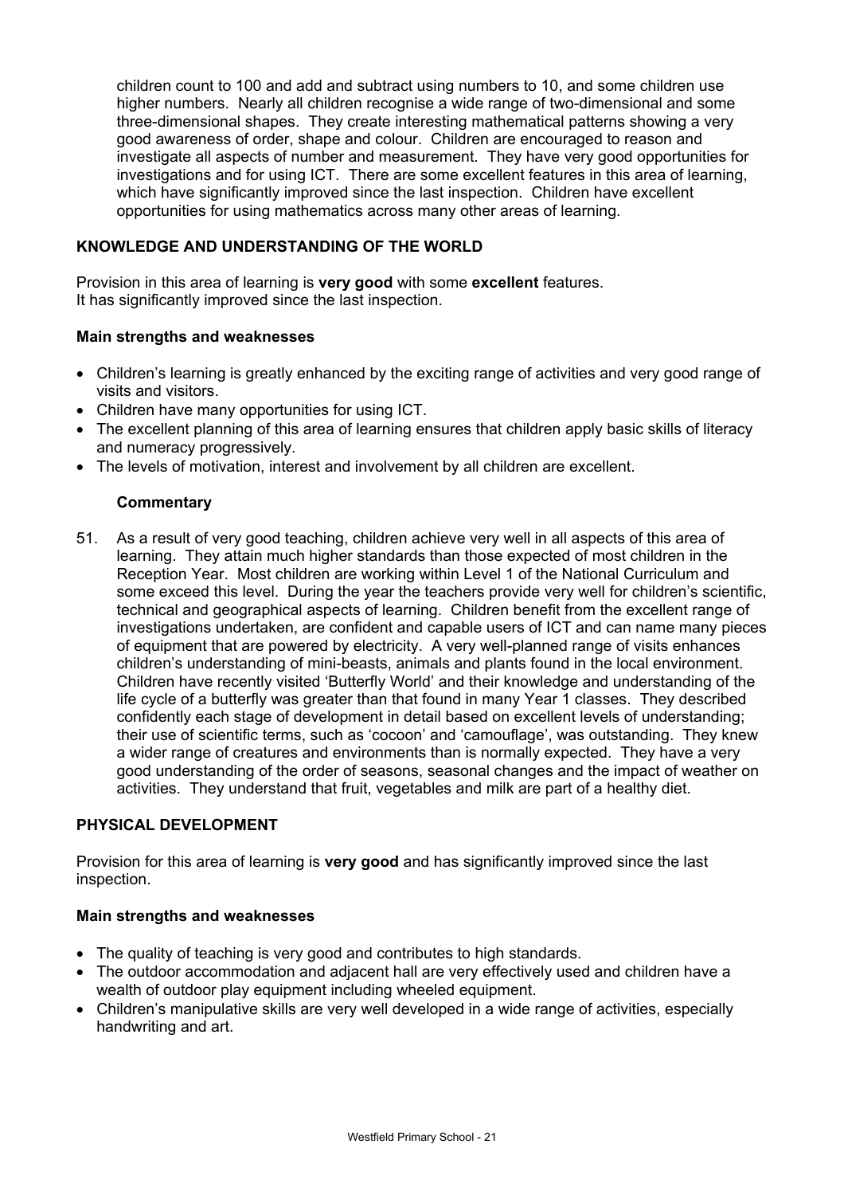children count to 100 and add and subtract using numbers to 10, and some children use higher numbers. Nearly all children recognise a wide range of two-dimensional and some three-dimensional shapes. They create interesting mathematical patterns showing a very good awareness of order, shape and colour. Children are encouraged to reason and investigate all aspects of number and measurement. They have very good opportunities for investigations and for using ICT. There are some excellent features in this area of learning, which have significantly improved since the last inspection. Children have excellent opportunities for using mathematics across many other areas of learning.

## KNOWLEDGE AND UNDERSTANDING OF THE WORLD

Provision in this area of learning is **very good** with some **excellent** features.
It has significantly improved since the last inspection.

### Main strengths and weaknesses

- Children's learning is greatly enhanced by the exciting range of activities and very good range of visits and visitors.
- Children have many opportunities for using ICT.
- The excellent planning of this area of learning ensures that children apply basic skills of literacy and numeracy progressively.
- The levels of motivation, interest and involvement by all children are excellent.

### Commentary

51. As a result of very good teaching, children achieve very well in all aspects of this area of learning. They attain much higher standards than those expected of most children in the Reception Year. Most children are working within Level 1 of the National Curriculum and some exceed this level. During the year the teachers provide very well for children's scientific, technical and geographical aspects of learning. Children benefit from the excellent range of investigations undertaken, are confident and capable users of ICT and can name many pieces of equipment that are powered by electricity. A very well-planned range of visits enhances children's understanding of mini-beasts, animals and plants found in the local environment. Children have recently visited 'Butterfly World' and their knowledge and understanding of the life cycle of a butterfly was greater than that found in many Year 1 classes. They described confidently each stage of development in detail based on excellent levels of understanding; their use of scientific terms, such as 'cocoon' and 'camouflage', was outstanding. They knew a wider range of creatures and environments than is normally expected. They have a very good understanding of the order of seasons, seasonal changes and the impact of weather on activities. They understand that fruit, vegetables and milk are part of a healthy diet.

## PHYSICAL DEVELOPMENT

Provision for this area of learning is **very good** and has significantly improved since the last inspection.

### Main strengths and weaknesses

- The quality of teaching is very good and contributes to high standards.
- The outdoor accommodation and adjacent hall are very effectively used and children have a wealth of outdoor play equipment including wheeled equipment.
- Children's manipulative skills are very well developed in a wide range of activities, especially handwriting and art.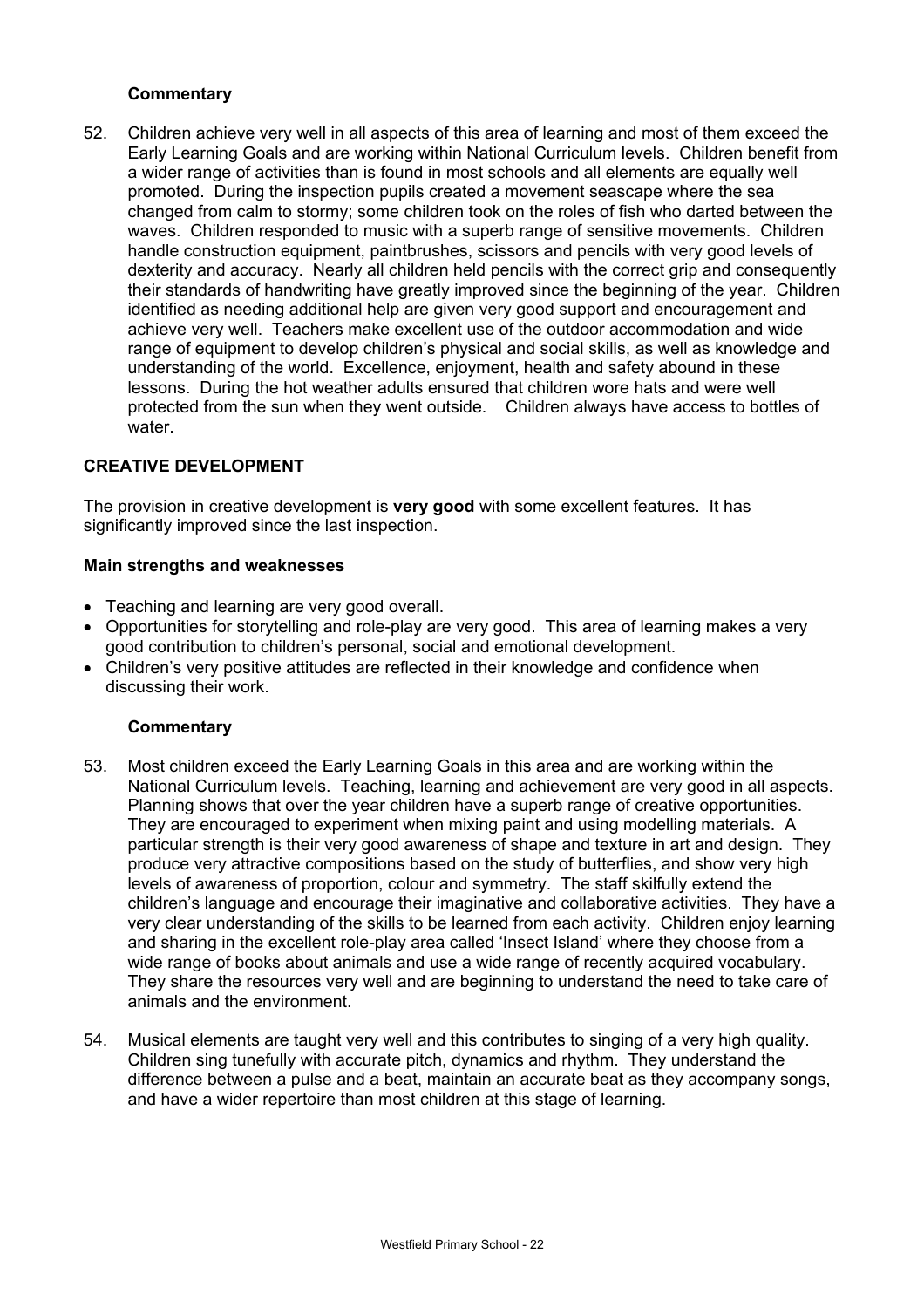### Commentary

52. Children achieve very well in all aspects of this area of learning and most of them exceed the Early Learning Goals and are working within National Curriculum levels. Children benefit from a wider range of activities than is found in most schools and all elements are equally well promoted. During the inspection pupils created a movement seascape where the sea changed from calm to stormy; some children took on the roles of fish who darted between the waves. Children responded to music with a superb range of sensitive movements. Children handle construction equipment, paintbrushes, scissors and pencils with very good levels of dexterity and accuracy. Nearly all children held pencils with the correct grip and consequently their standards of handwriting have greatly improved since the beginning of the year. Children identified as needing additional help are given very good support and encouragement and achieve very well. Teachers make excellent use of the outdoor accommodation and wide range of equipment to develop children's physical and social skills, as well as knowledge and understanding of the world. Excellence, enjoyment, health and safety abound in these lessons. During the hot weather adults ensured that children wore hats and were well protected from the sun when they went outside. Children always have access to bottles of water.

## CREATIVE DEVELOPMENT

The provision in creative development is **very good** with some excellent features. It has significantly improved since the last inspection.

### Main strengths and weaknesses

- Teaching and learning are very good overall.
- Opportunities for storytelling and role-play are very good. This area of learning makes a very good contribution to children's personal, social and emotional development.
- Children's very positive attitudes are reflected in their knowledge and confidence when discussing their work.

### Commentary

53. Most children exceed the Early Learning Goals in this area and are working within the National Curriculum levels. Teaching, learning and achievement are very good in all aspects. Planning shows that over the year children have a superb range of creative opportunities. They are encouraged to experiment when mixing paint and using modelling materials. A particular strength is their very good awareness of shape and texture in art and design. They produce very attractive compositions based on the study of butterflies, and show very high levels of awareness of proportion, colour and symmetry. The staff skilfully extend the children's language and encourage their imaginative and collaborative activities. They have a very clear understanding of the skills to be learned from each activity. Children enjoy learning and sharing in the excellent role-play area called 'Insect Island' where they choose from a wide range of books about animals and use a wide range of recently acquired vocabulary. They share the resources very well and are beginning to understand the need to take care of animals and the environment.

54. Musical elements are taught very well and this contributes to singing of a very high quality. Children sing tunefully with accurate pitch, dynamics and rhythm. They understand the difference between a pulse and a beat, maintain an accurate beat as they accompany songs, and have a wider repertoire than most children at this stage of learning.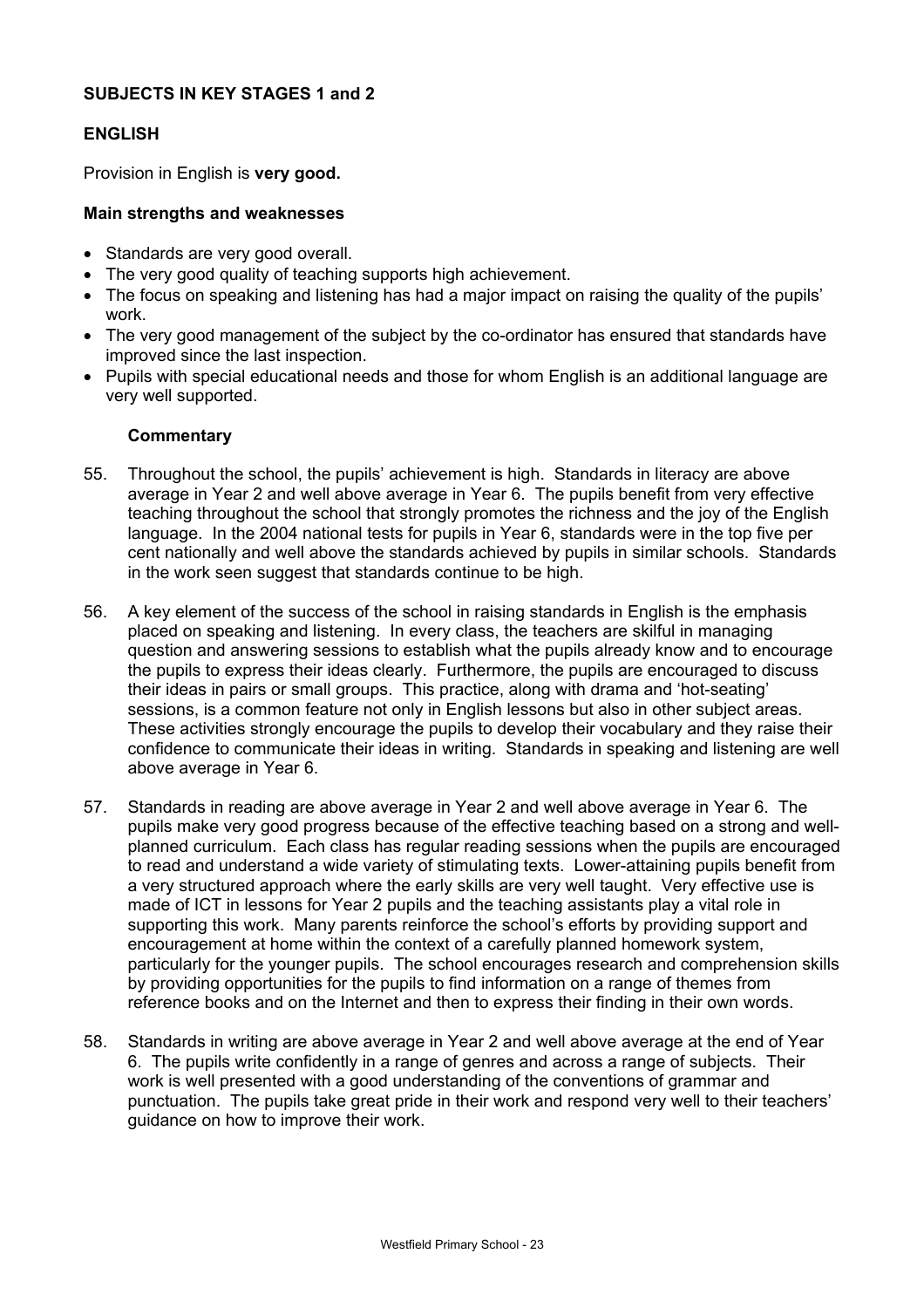## SUBJECTS IN KEY STAGES 1 and 2

### ENGLISH

Provision in English is **very good.**

#### Main strengths and weaknesses

- Standards are very good overall.
- The very good quality of teaching supports high achievement.
- The focus on speaking and listening has had a major impact on raising the quality of the pupils' work.
- The very good management of the subject by the co-ordinator has ensured that standards have improved since the last inspection.
- Pupils with special educational needs and those for whom English is an additional language are very well supported.

#### Commentary

55. Throughout the school, the pupils' achievement is high. Standards in literacy are above average in Year 2 and well above average in Year 6. The pupils benefit from very effective teaching throughout the school that strongly promotes the richness and the joy of the English language. In the 2004 national tests for pupils in Year 6, standards were in the top five per cent nationally and well above the standards achieved by pupils in similar schools. Standards in the work seen suggest that standards continue to be high.

56. A key element of the success of the school in raising standards in English is the emphasis placed on speaking and listening. In every class, the teachers are skilful in managing question and answering sessions to establish what the pupils already know and to encourage the pupils to express their ideas clearly. Furthermore, the pupils are encouraged to discuss their ideas in pairs or small groups. This practice, along with drama and 'hot-seating' sessions, is a common feature not only in English lessons but also in other subject areas. These activities strongly encourage the pupils to develop their vocabulary and they raise their confidence to communicate their ideas in writing. Standards in speaking and listening are well above average in Year 6.

57. Standards in reading are above average in Year 2 and well above average in Year 6. The pupils make very good progress because of the effective teaching based on a strong and well-planned curriculum. Each class has regular reading sessions when the pupils are encouraged to read and understand a wide variety of stimulating texts. Lower-attaining pupils benefit from a very structured approach where the early skills are very well taught. Very effective use is made of ICT in lessons for Year 2 pupils and the teaching assistants play a vital role in supporting this work. Many parents reinforce the school's efforts by providing support and encouragement at home within the context of a carefully planned homework system, particularly for the younger pupils. The school encourages research and comprehension skills by providing opportunities for the pupils to find information on a range of themes from reference books and on the Internet and then to express their finding in their own words.

58. Standards in writing are above average in Year 2 and well above average at the end of Year 6. The pupils write confidently in a range of genres and across a range of subjects. Their work is well presented with a good understanding of the conventions of grammar and punctuation. The pupils take great pride in their work and respond very well to their teachers' guidance on how to improve their work.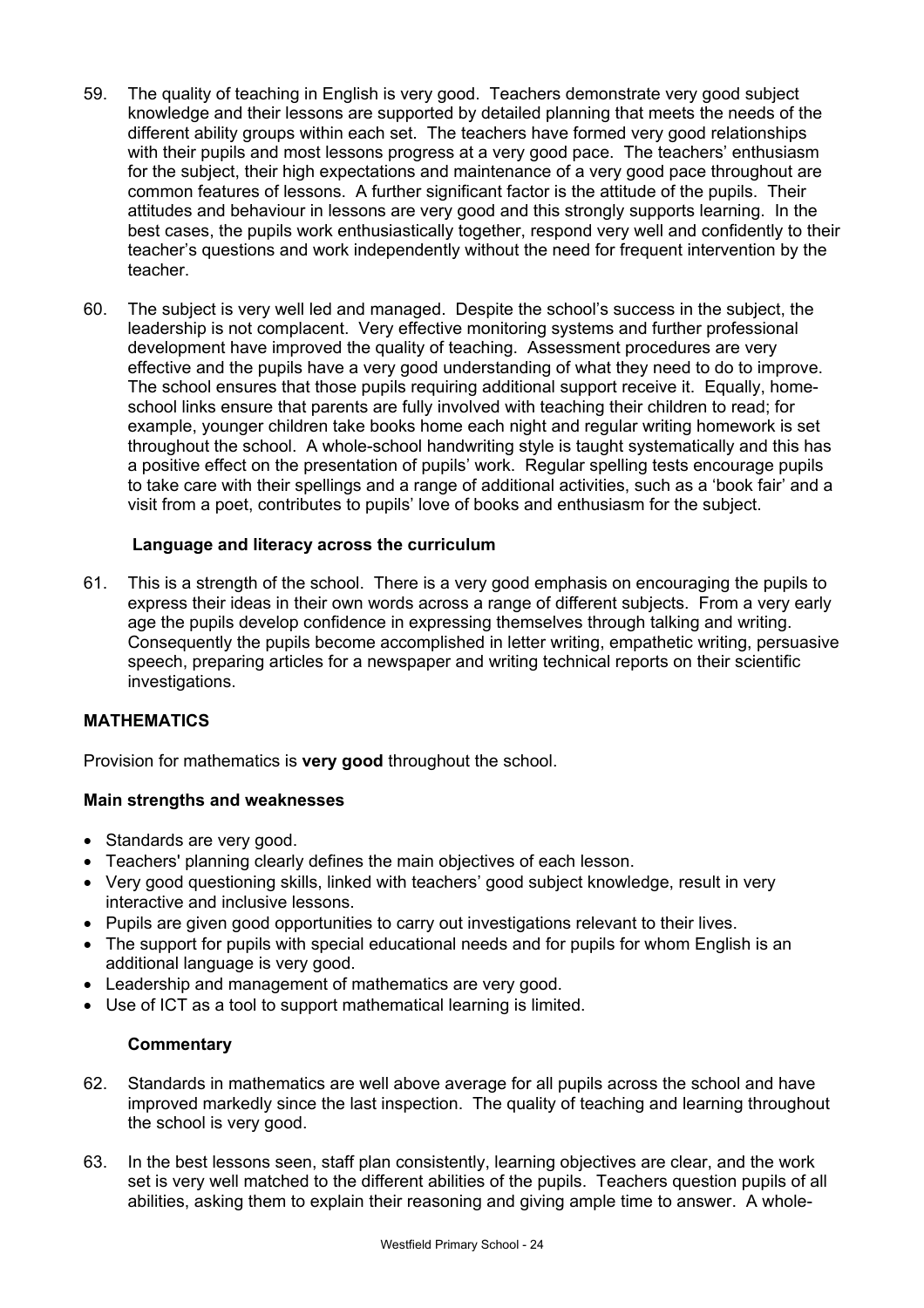59. The quality of teaching in English is very good. Teachers demonstrate very good subject knowledge and their lessons are supported by detailed planning that meets the needs of the different ability groups within each set. The teachers have formed very good relationships with their pupils and most lessons progress at a very good pace. The teachers' enthusiasm for the subject, their high expectations and maintenance of a very good pace throughout are common features of lessons. A further significant factor is the attitude of the pupils. Their attitudes and behaviour in lessons are very good and this strongly supports learning. In the best cases, the pupils work enthusiastically together, respond very well and confidently to their teacher's questions and work independently without the need for frequent intervention by the teacher.

60. The subject is very well led and managed. Despite the school's success in the subject, the leadership is not complacent. Very effective monitoring systems and further professional development have improved the quality of teaching. Assessment procedures are very effective and the pupils have a very good understanding of what they need to do to improve. The school ensures that those pupils requiring additional support receive it. Equally, home-school links ensure that parents are fully involved with teaching their children to read; for example, younger children take books home each night and regular writing homework is set throughout the school. A whole-school handwriting style is taught systematically and this has a positive effect on the presentation of pupils' work. Regular spelling tests encourage pupils to take care with their spellings and a range of additional activities, such as a 'book fair' and a visit from a poet, contributes to pupils' love of books and enthusiasm for the subject.

### Language and literacy across the curriculum

61. This is a strength of the school. There is a very good emphasis on encouraging the pupils to express their ideas in their own words across a range of different subjects. From a very early age the pupils develop confidence in expressing themselves through talking and writing. Consequently the pupils become accomplished in letter writing, empathetic writing, persuasive speech, preparing articles for a newspaper and writing technical reports on their scientific investigations.

## MATHEMATICS

Provision for mathematics is **very good** throughout the school.

### Main strengths and weaknesses

- Standards are very good.
- Teachers' planning clearly defines the main objectives of each lesson.
- Very good questioning skills, linked with teachers' good subject knowledge, result in very interactive and inclusive lessons.
- Pupils are given good opportunities to carry out investigations relevant to their lives.
- The support for pupils with special educational needs and for pupils for whom English is an additional language is very good.
- Leadership and management of mathematics are very good.
- Use of ICT as a tool to support mathematical learning is limited.

### Commentary

62. Standards in mathematics are well above average for all pupils across the school and have improved markedly since the last inspection. The quality of teaching and learning throughout the school is very good.

63. In the best lessons seen, staff plan consistently, learning objectives are clear, and the work set is very well matched to the different abilities of the pupils. Teachers question pupils of all abilities, asking them to explain their reasoning and giving ample time to answer. A whole-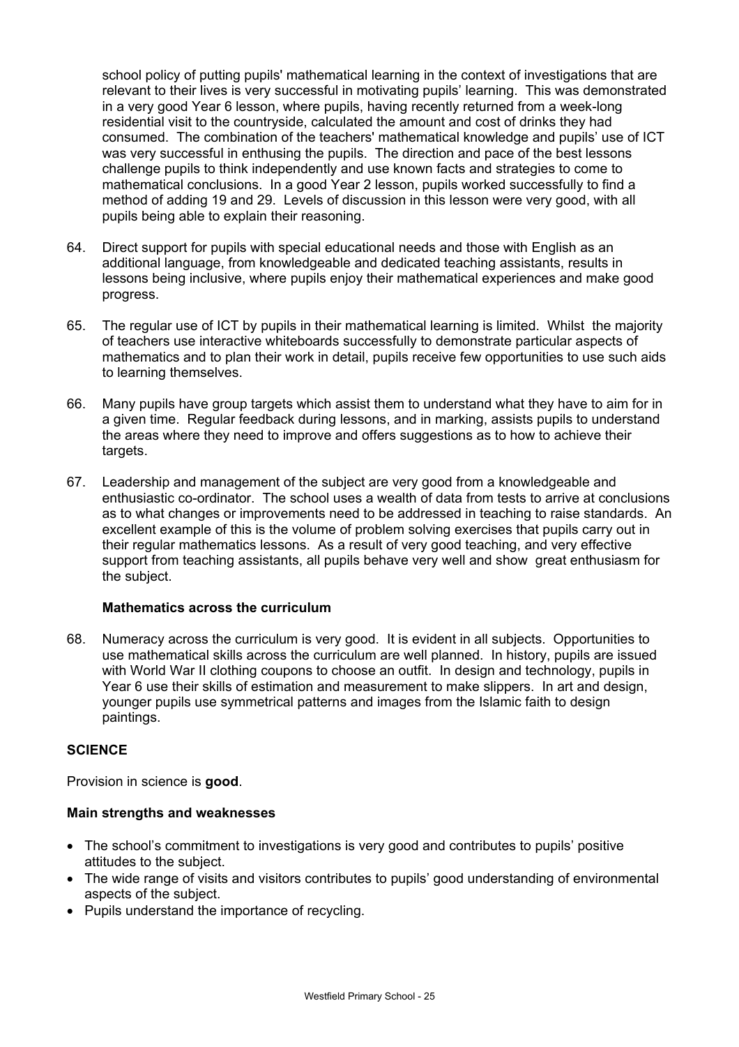school policy of putting pupils' mathematical learning in the context of investigations that are relevant to their lives is very successful in motivating pupils' learning. This was demonstrated in a very good Year 6 lesson, where pupils, having recently returned from a week-long residential visit to the countryside, calculated the amount and cost of drinks they had consumed. The combination of the teachers' mathematical knowledge and pupils' use of ICT was very successful in enthusing the pupils. The direction and pace of the best lessons challenge pupils to think independently and use known facts and strategies to come to mathematical conclusions. In a good Year 2 lesson, pupils worked successfully to find a method of adding 19 and 29. Levels of discussion in this lesson were very good, with all pupils being able to explain their reasoning.

64. Direct support for pupils with special educational needs and those with English as an additional language, from knowledgeable and dedicated teaching assistants, results in lessons being inclusive, where pupils enjoy their mathematical experiences and make good progress.

65. The regular use of ICT by pupils in their mathematical learning is limited. Whilst the majority of teachers use interactive whiteboards successfully to demonstrate particular aspects of mathematics and to plan their work in detail, pupils receive few opportunities to use such aids to learning themselves.

66. Many pupils have group targets which assist them to understand what they have to aim for in a given time. Regular feedback during lessons, and in marking, assists pupils to understand the areas where they need to improve and offers suggestions as to how to achieve their targets.

67. Leadership and management of the subject are very good from a knowledgeable and enthusiastic co-ordinator. The school uses a wealth of data from tests to arrive at conclusions as to what changes or improvements need to be addressed in teaching to raise standards. An excellent example of this is the volume of problem solving exercises that pupils carry out in their regular mathematics lessons. As a result of very good teaching, and very effective support from teaching assistants, all pupils behave very well and show great enthusiasm for the subject.

### Mathematics across the curriculum

68. Numeracy across the curriculum is very good. It is evident in all subjects. Opportunities to use mathematical skills across the curriculum are well planned. In history, pupils are issued with World War II clothing coupons to choose an outfit. In design and technology, pupils in Year 6 use their skills of estimation and measurement to make slippers. In art and design, younger pupils use symmetrical patterns and images from the Islamic faith to design paintings.

## SCIENCE

Provision in science is **good**.

### Main strengths and weaknesses

- The school's commitment to investigations is very good and contributes to pupils' positive attitudes to the subject.
- The wide range of visits and visitors contributes to pupils' good understanding of environmental aspects of the subject.
- Pupils understand the importance of recycling.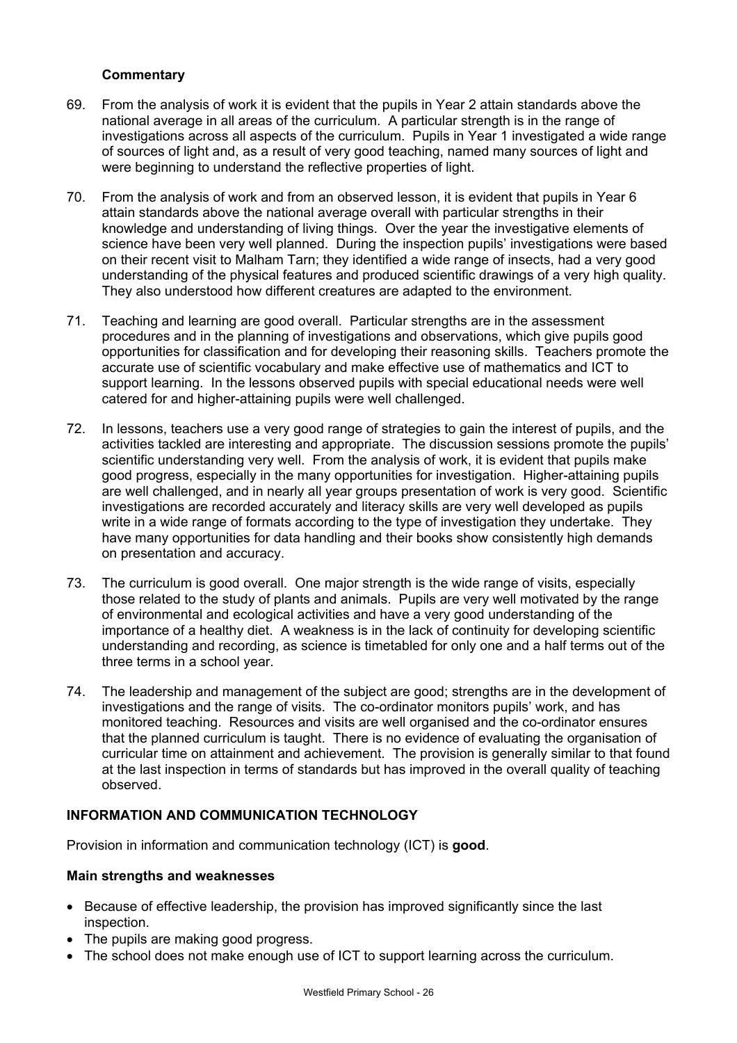**Commentary**

69. From the analysis of work it is evident that the pupils in Year 2 attain standards above the national average in all areas of the curriculum. A particular strength is in the range of investigations across all aspects of the curriculum. Pupils in Year 1 investigated a wide range of sources of light and, as a result of very good teaching, named many sources of light and were beginning to understand the reflective properties of light.

70. From the analysis of work and from an observed lesson, it is evident that pupils in Year 6 attain standards above the national average overall with particular strengths in their knowledge and understanding of living things. Over the year the investigative elements of science have been very well planned. During the inspection pupils' investigations were based on their recent visit to Malham Tarn; they identified a wide range of insects, had a very good understanding of the physical features and produced scientific drawings of a very high quality. They also understood how different creatures are adapted to the environment.

71. Teaching and learning are good overall. Particular strengths are in the assessment procedures and in the planning of investigations and observations, which give pupils good opportunities for classification and for developing their reasoning skills. Teachers promote the accurate use of scientific vocabulary and make effective use of mathematics and ICT to support learning. In the lessons observed pupils with special educational needs were well catered for and higher-attaining pupils were well challenged.

72. In lessons, teachers use a very good range of strategies to gain the interest of pupils, and the activities tackled are interesting and appropriate. The discussion sessions promote the pupils' scientific understanding very well. From the analysis of work, it is evident that pupils make good progress, especially in the many opportunities for investigation. Higher-attaining pupils are well challenged, and in nearly all year groups presentation of work is very good. Scientific investigations are recorded accurately and literacy skills are very well developed as pupils write in a wide range of formats according to the type of investigation they undertake. They have many opportunities for data handling and their books show consistently high demands on presentation and accuracy.

73. The curriculum is good overall. One major strength is the wide range of visits, especially those related to the study of plants and animals. Pupils are very well motivated by the range of environmental and ecological activities and have a very good understanding of the importance of a healthy diet. A weakness is in the lack of continuity for developing scientific understanding and recording, as science is timetabled for only one and a half terms out of the three terms in a school year.

74. The leadership and management of the subject are good; strengths are in the development of investigations and the range of visits. The co-ordinator monitors pupils' work, and has monitored teaching. Resources and visits are well organised and the co-ordinator ensures that the planned curriculum is taught. There is no evidence of evaluating the organisation of curricular time on attainment and achievement. The provision is generally similar to that found at the last inspection in terms of standards but has improved in the overall quality of teaching observed.

## INFORMATION AND COMMUNICATION TECHNOLOGY

Provision in information and communication technology (ICT) is **good**.

**Main strengths and weaknesses**

- Because of effective leadership, the provision has improved significantly since the last inspection.
- The pupils are making good progress.
- The school does not make enough use of ICT to support learning across the curriculum.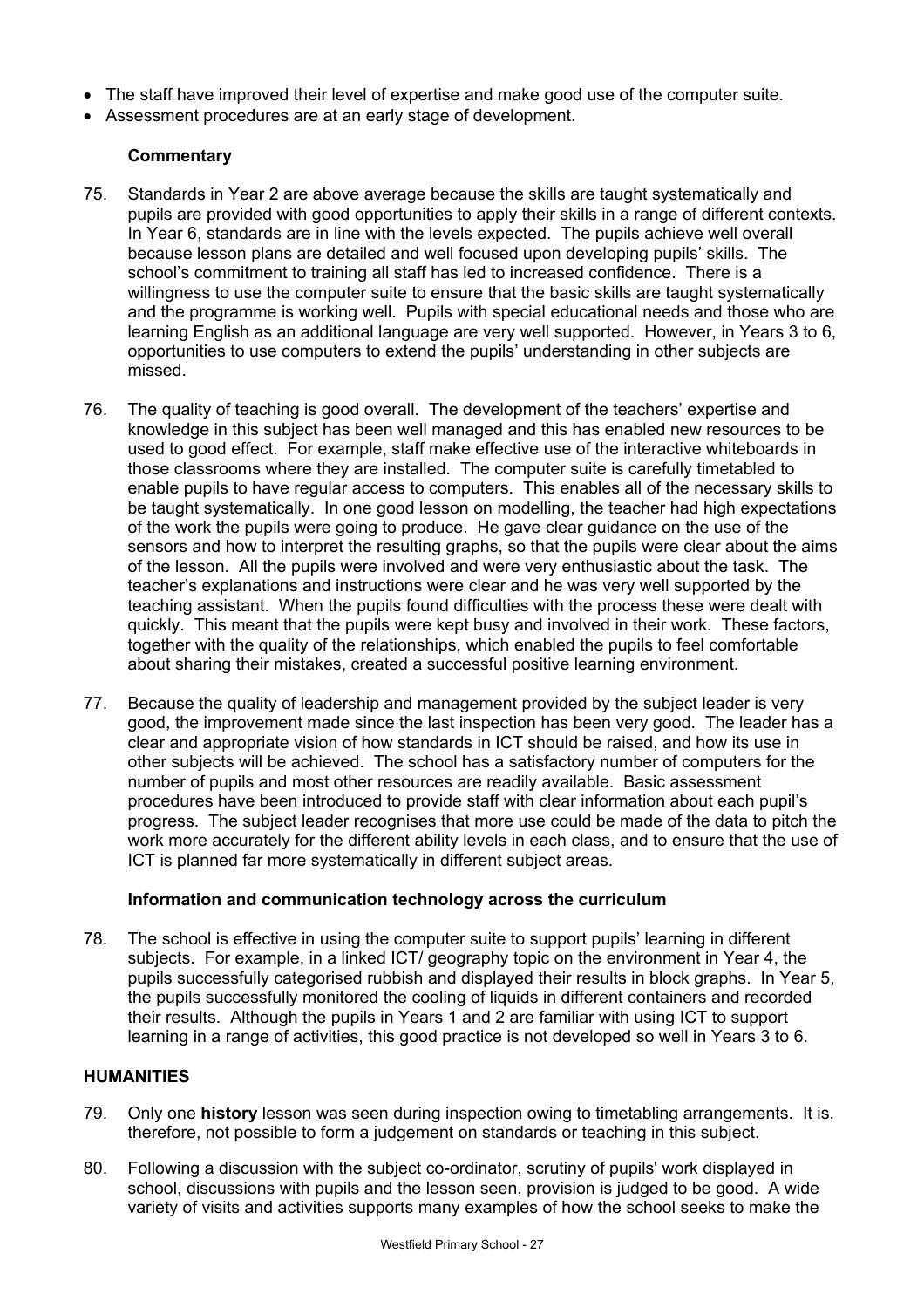- The staff have improved their level of expertise and make good use of the computer suite.
- Assessment procedures are at an early stage of development.

**Commentary**

75. Standards in Year 2 are above average because the skills are taught systematically and pupils are provided with good opportunities to apply their skills in a range of different contexts. In Year 6, standards are in line with the levels expected. The pupils achieve well overall because lesson plans are detailed and well focused upon developing pupils' skills. The school's commitment to training all staff has led to increased confidence. There is a willingness to use the computer suite to ensure that the basic skills are taught systematically and the programme is working well. Pupils with special educational needs and those who are learning English as an additional language are very well supported. However, in Years 3 to 6, opportunities to use computers to extend the pupils' understanding in other subjects are missed.

76. The quality of teaching is good overall. The development of the teachers' expertise and knowledge in this subject has been well managed and this has enabled new resources to be used to good effect. For example, staff make effective use of the interactive whiteboards in those classrooms where they are installed. The computer suite is carefully timetabled to enable pupils to have regular access to computers. This enables all of the necessary skills to be taught systematically. In one good lesson on modelling, the teacher had high expectations of the work the pupils were going to produce. He gave clear guidance on the use of the sensors and how to interpret the resulting graphs, so that the pupils were clear about the aims of the lesson. All the pupils were involved and were very enthusiastic about the task. The teacher's explanations and instructions were clear and he was very well supported by the teaching assistant. When the pupils found difficulties with the process these were dealt with quickly. This meant that the pupils were kept busy and involved in their work. These factors, together with the quality of the relationships, which enabled the pupils to feel comfortable about sharing their mistakes, created a successful positive learning environment.

77. Because the quality of leadership and management provided by the subject leader is very good, the improvement made since the last inspection has been very good. The leader has a clear and appropriate vision of how standards in ICT should be raised, and how its use in other subjects will be achieved. The school has a satisfactory number of computers for the number of pupils and most other resources are readily available. Basic assessment procedures have been introduced to provide staff with clear information about each pupil's progress. The subject leader recognises that more use could be made of the data to pitch the work more accurately for the different ability levels in each class, and to ensure that the use of ICT is planned far more systematically in different subject areas.

**Information and communication technology across the curriculum**

78. The school is effective in using the computer suite to support pupils' learning in different subjects. For example, in a linked ICT/ geography topic on the environment in Year 4, the pupils successfully categorised rubbish and displayed their results in block graphs. In Year 5, the pupils successfully monitored the cooling of liquids in different containers and recorded their results. Although the pupils in Years 1 and 2 are familiar with using ICT to support learning in a range of activities, this good practice is not developed so well in Years 3 to 6.

## HUMANITIES

79. Only one **history** lesson was seen during inspection owing to timetabling arrangements. It is, therefore, not possible to form a judgement on standards or teaching in this subject.

80. Following a discussion with the subject co-ordinator, scrutiny of pupils' work displayed in school, discussions with pupils and the lesson seen, provision is judged to be good. A wide variety of visits and activities supports many examples of how the school seeks to make the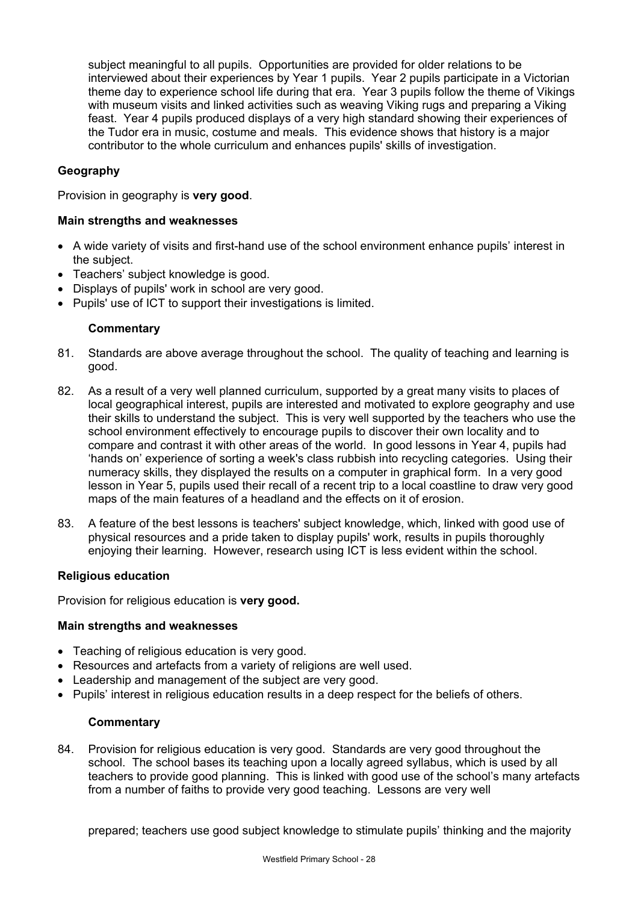subject meaningful to all pupils. Opportunities are provided for older relations to be interviewed about their experiences by Year 1 pupils. Year 2 pupils participate in a Victorian theme day to experience school life during that era. Year 3 pupils follow the theme of Vikings with museum visits and linked activities such as weaving Viking rugs and preparing a Viking feast. Year 4 pupils produced displays of a very high standard showing their experiences of the Tudor era in music, costume and meals. This evidence shows that history is a major contributor to the whole curriculum and enhances pupils' skills of investigation.

### Geography

Provision in geography is **very good**.

#### Main strengths and weaknesses

- A wide variety of visits and first-hand use of the school environment enhance pupils' interest in the subject.
- Teachers' subject knowledge is good.
- Displays of pupils' work in school are very good.
- Pupils' use of ICT to support their investigations is limited.

#### Commentary

81. Standards are above average throughout the school. The quality of teaching and learning is good.

82. As a result of a very well planned curriculum, supported by a great many visits to places of local geographical interest, pupils are interested and motivated to explore geography and use their skills to understand the subject. This is very well supported by the teachers who use the school environment effectively to encourage pupils to discover their own locality and to compare and contrast it with other areas of the world. In good lessons in Year 4, pupils had 'hands on' experience of sorting a week's class rubbish into recycling categories. Using their numeracy skills, they displayed the results on a computer in graphical form. In a very good lesson in Year 5, pupils used their recall of a recent trip to a local coastline to draw very good maps of the main features of a headland and the effects on it of erosion.

83. A feature of the best lessons is teachers' subject knowledge, which, linked with good use of physical resources and a pride taken to display pupils' work, results in pupils thoroughly enjoying their learning. However, research using ICT is less evident within the school.

### Religious education

Provision for religious education is **very good.**

#### Main strengths and weaknesses

- Teaching of religious education is very good.
- Resources and artefacts from a variety of religions are well used.
- Leadership and management of the subject are very good.
- Pupils' interest in religious education results in a deep respect for the beliefs of others.

#### Commentary

84. Provision for religious education is very good. Standards are very good throughout the school. The school bases its teaching upon a locally agreed syllabus, which is used by all teachers to provide good planning. This is linked with good use of the school's many artefacts from a number of faiths to provide very good teaching. Lessons are very well prepared; teachers use good subject knowledge to stimulate pupils' thinking and the majority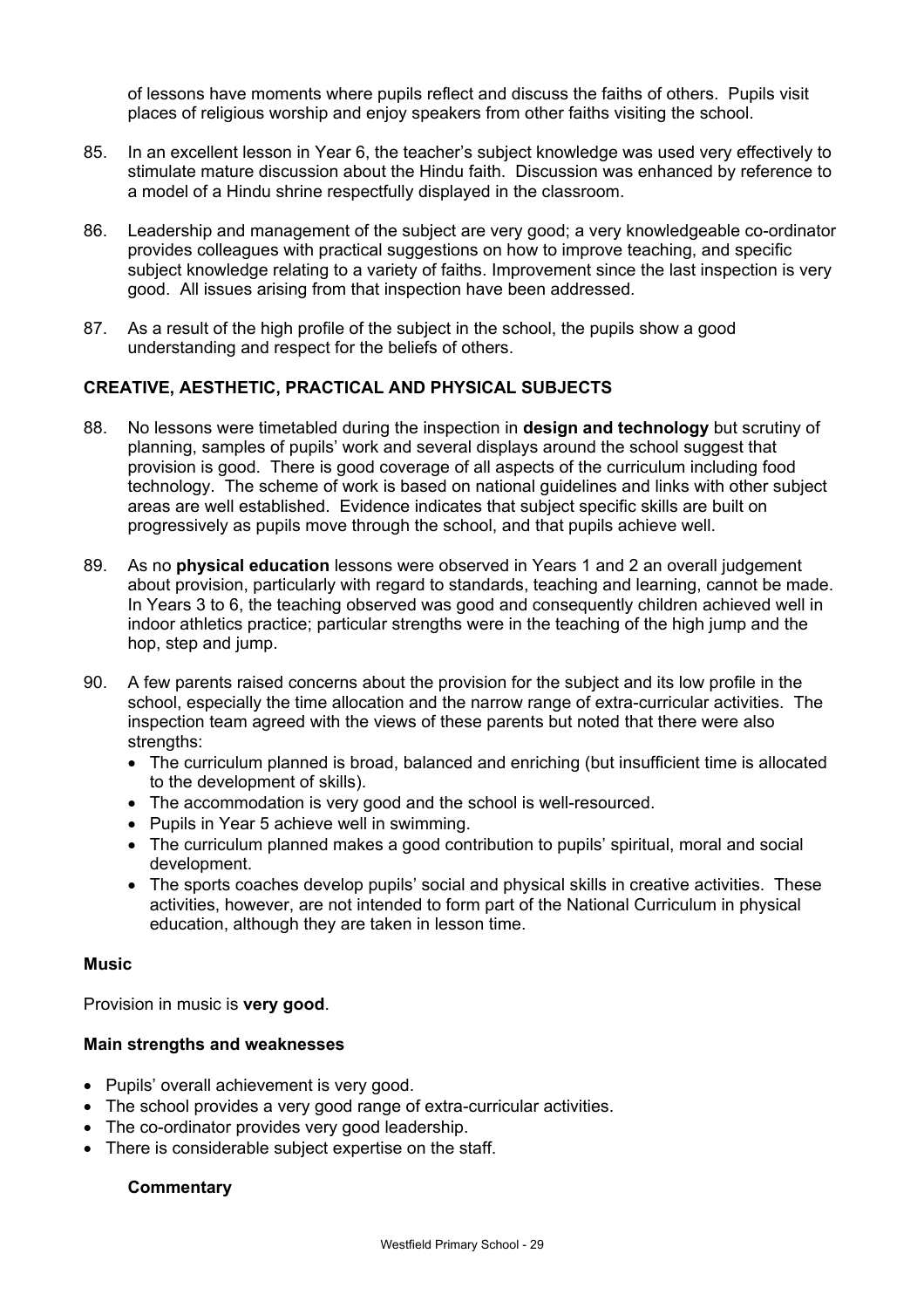of lessons have moments where pupils reflect and discuss the faiths of others. Pupils visit places of religious worship and enjoy speakers from other faiths visiting the school.

85. In an excellent lesson in Year 6, the teacher's subject knowledge was used very effectively to stimulate mature discussion about the Hindu faith. Discussion was enhanced by reference to a model of a Hindu shrine respectfully displayed in the classroom.

86. Leadership and management of the subject are very good; a very knowledgeable co-ordinator provides colleagues with practical suggestions on how to improve teaching, and specific subject knowledge relating to a variety of faiths. Improvement since the last inspection is very good. All issues arising from that inspection have been addressed.

87. As a result of the high profile of the subject in the school, the pupils show a good understanding and respect for the beliefs of others.

## CREATIVE, AESTHETIC, PRACTICAL AND PHYSICAL SUBJECTS

88. No lessons were timetabled during the inspection in **design and technology** but scrutiny of planning, samples of pupils' work and several displays around the school suggest that provision is good. There is good coverage of all aspects of the curriculum including food technology. The scheme of work is based on national guidelines and links with other subject areas are well established. Evidence indicates that subject specific skills are built on progressively as pupils move through the school, and that pupils achieve well.

89. As no **physical education** lessons were observed in Years 1 and 2 an overall judgement about provision, particularly with regard to standards, teaching and learning, cannot be made. In Years 3 to 6, the teaching observed was good and consequently children achieved well in indoor athletics practice; particular strengths were in the teaching of the high jump and the hop, step and jump.

90. A few parents raised concerns about the provision for the subject and its low profile in the school, especially the time allocation and the narrow range of extra-curricular activities. The inspection team agreed with the views of these parents but noted that there were also strengths:
    - The curriculum planned is broad, balanced and enriching (but insufficient time is allocated to the development of skills).
    - The accommodation is very good and the school is well-resourced.
    - Pupils in Year 5 achieve well in swimming.
    - The curriculum planned makes a good contribution to pupils' spiritual, moral and social development.
    - The sports coaches develop pupils' social and physical skills in creative activities. These activities, however, are not intended to form part of the National Curriculum in physical education, although they are taken in lesson time.

### Music

Provision in music is **very good**.

#### Main strengths and weaknesses

- Pupils' overall achievement is very good.
- The school provides a very good range of extra-curricular activities.
- The co-ordinator provides very good leadership.
- There is considerable subject expertise on the staff.

#### Commentary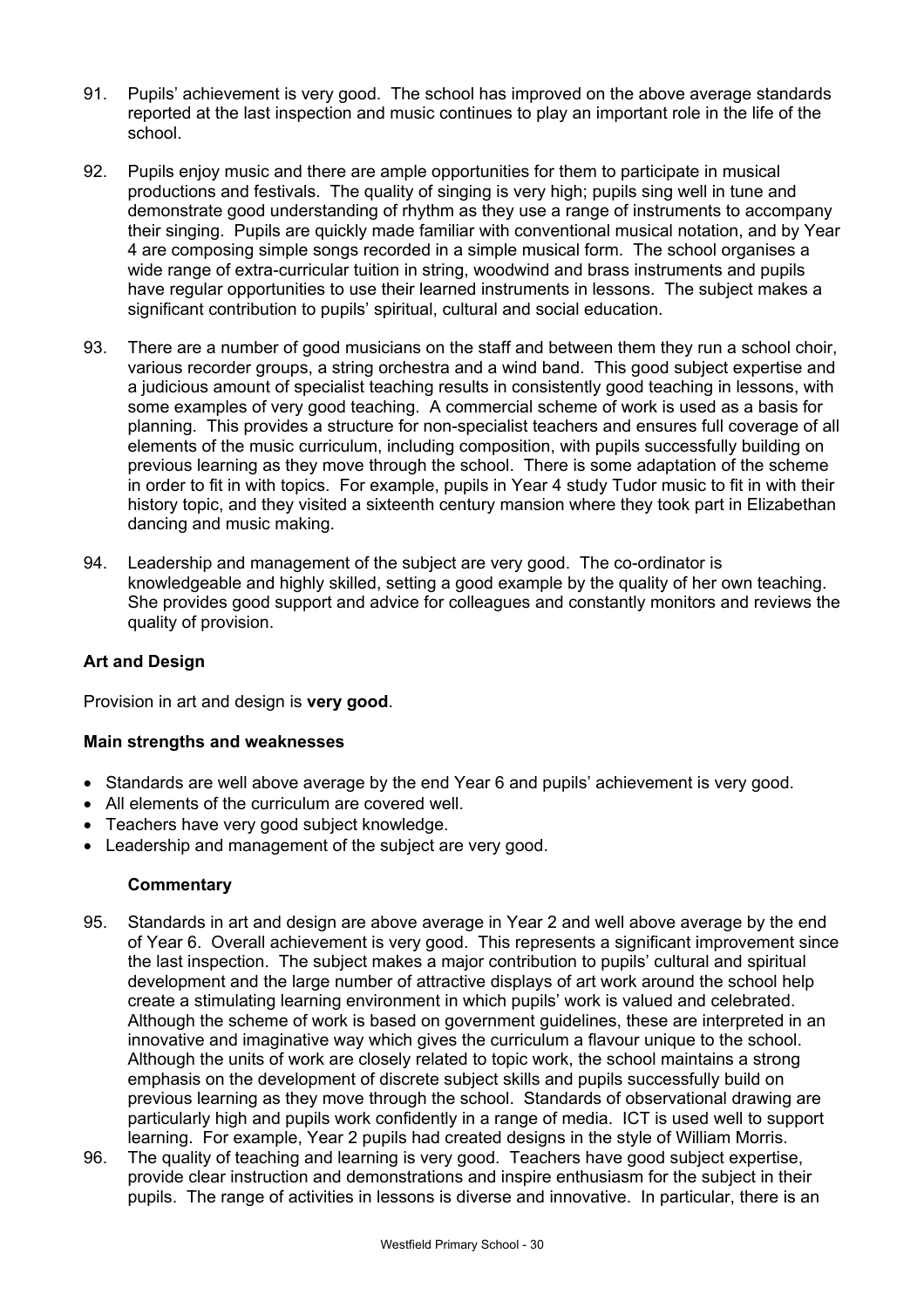91. Pupils' achievement is very good. The school has improved on the above average standards reported at the last inspection and music continues to play an important role in the life of the school.

92. Pupils enjoy music and there are ample opportunities for them to participate in musical productions and festivals. The quality of singing is very high; pupils sing well in tune and demonstrate good understanding of rhythm as they use a range of instruments to accompany their singing. Pupils are quickly made familiar with conventional musical notation, and by Year 4 are composing simple songs recorded in a simple musical form. The school organises a wide range of extra-curricular tuition in string, woodwind and brass instruments and pupils have regular opportunities to use their learned instruments in lessons. The subject makes a significant contribution to pupils' spiritual, cultural and social education.

93. There are a number of good musicians on the staff and between them they run a school choir, various recorder groups, a string orchestra and a wind band. This good subject expertise and a judicious amount of specialist teaching results in consistently good teaching in lessons, with some examples of very good teaching. A commercial scheme of work is used as a basis for planning. This provides a structure for non-specialist teachers and ensures full coverage of all elements of the music curriculum, including composition, with pupils successfully building on previous learning as they move through the school. There is some adaptation of the scheme in order to fit in with topics. For example, pupils in Year 4 study Tudor music to fit in with their history topic, and they visited a sixteenth century mansion where they took part in Elizabethan dancing and music making.

94. Leadership and management of the subject are very good. The co-ordinator is knowledgeable and highly skilled, setting a good example by the quality of her own teaching. She provides good support and advice for colleagues and constantly monitors and reviews the quality of provision.

### Art and Design

Provision in art and design is **very good**.

#### Main strengths and weaknesses

- Standards are well above average by the end Year 6 and pupils' achievement is very good.
- All elements of the curriculum are covered well.
- Teachers have very good subject knowledge.
- Leadership and management of the subject are very good.

#### Commentary

95. Standards in art and design are above average in Year 2 and well above average by the end of Year 6. Overall achievement is very good. This represents a significant improvement since the last inspection. The subject makes a major contribution to pupils' cultural and spiritual development and the large number of attractive displays of art work around the school help create a stimulating learning environment in which pupils' work is valued and celebrated. Although the scheme of work is based on government guidelines, these are interpreted in an innovative and imaginative way which gives the curriculum a flavour unique to the school. Although the units of work are closely related to topic work, the school maintains a strong emphasis on the development of discrete subject skills and pupils successfully build on previous learning as they move through the school. Standards of observational drawing are particularly high and pupils work confidently in a range of media. ICT is used well to support learning. For example, Year 2 pupils had created designs in the style of William Morris.

96. The quality of teaching and learning is very good. Teachers have good subject expertise, provide clear instruction and demonstrations and inspire enthusiasm for the subject in their pupils. The range of activities in lessons is diverse and innovative. In particular, there is an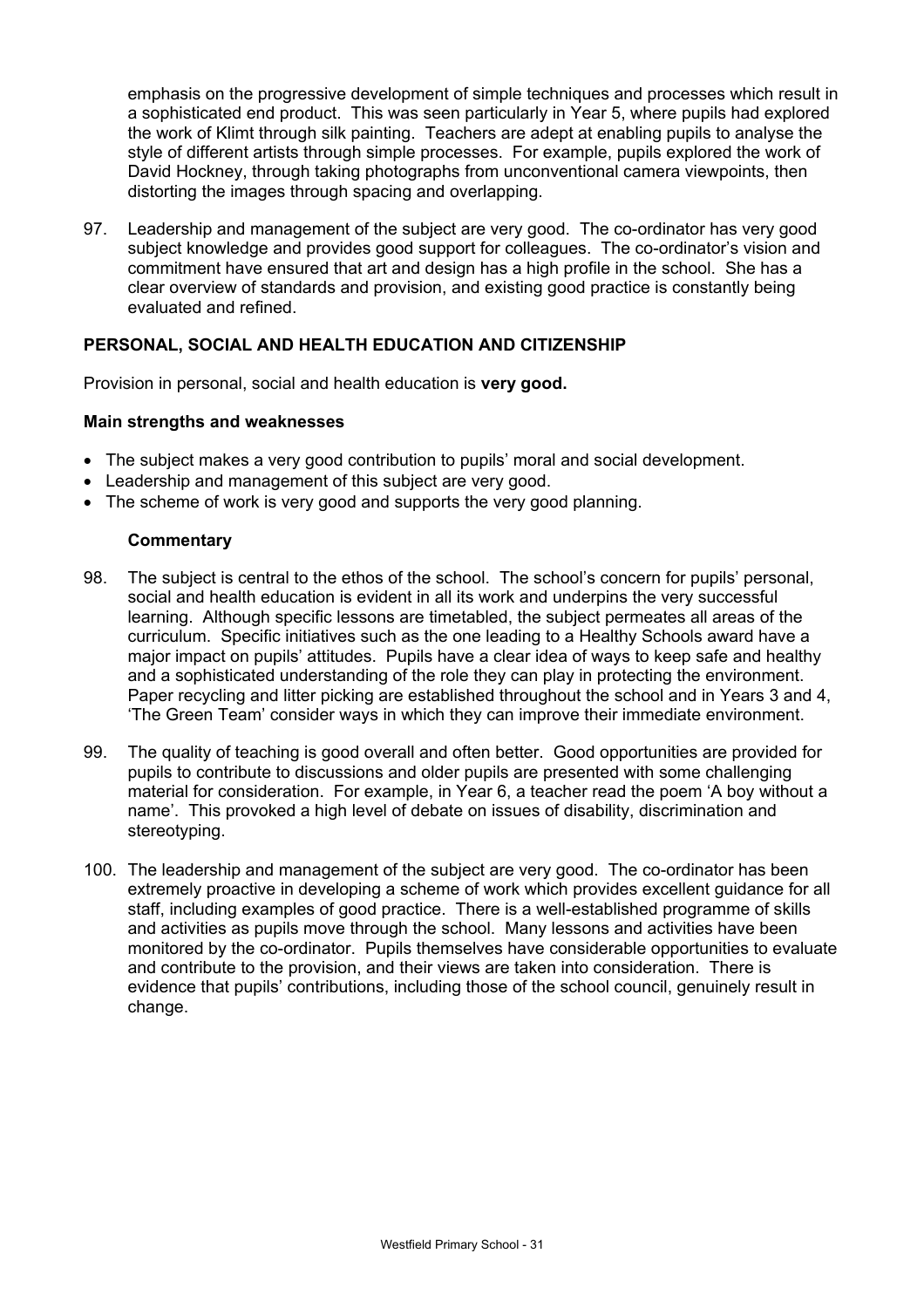emphasis on the progressive development of simple techniques and processes which result in a sophisticated end product. This was seen particularly in Year 5, where pupils had explored the work of Klimt through silk painting. Teachers are adept at enabling pupils to analyse the style of different artists through simple processes. For example, pupils explored the work of David Hockney, through taking photographs from unconventional camera viewpoints, then distorting the images through spacing and overlapping.

97. Leadership and management of the subject are very good. The co-ordinator has very good subject knowledge and provides good support for colleagues. The co-ordinator's vision and commitment have ensured that art and design has a high profile in the school. She has a clear overview of standards and provision, and existing good practice is constantly being evaluated and refined.

## PERSONAL, SOCIAL AND HEALTH EDUCATION AND CITIZENSHIP

Provision in personal, social and health education is **very good.**

### Main strengths and weaknesses

- The subject makes a very good contribution to pupils' moral and social development.
- Leadership and management of this subject are very good.
- The scheme of work is very good and supports the very good planning.

#### Commentary

98. The subject is central to the ethos of the school. The school's concern for pupils' personal, social and health education is evident in all its work and underpins the very successful learning. Although specific lessons are timetabled, the subject permeates all areas of the curriculum. Specific initiatives such as the one leading to a Healthy Schools award have a major impact on pupils' attitudes. Pupils have a clear idea of ways to keep safe and healthy and a sophisticated understanding of the role they can play in protecting the environment. Paper recycling and litter picking are established throughout the school and in Years 3 and 4, 'The Green Team' consider ways in which they can improve their immediate environment.

99. The quality of teaching is good overall and often better. Good opportunities are provided for pupils to contribute to discussions and older pupils are presented with some challenging material for consideration. For example, in Year 6, a teacher read the poem 'A boy without a name'. This provoked a high level of debate on issues of disability, discrimination and stereotyping.

100. The leadership and management of the subject are very good. The co-ordinator has been extremely proactive in developing a scheme of work which provides excellent guidance for all staff, including examples of good practice. There is a well-established programme of skills and activities as pupils move through the school. Many lessons and activities have been monitored by the co-ordinator. Pupils themselves have considerable opportunities to evaluate and contribute to the provision, and their views are taken into consideration. There is evidence that pupils' contributions, including those of the school council, genuinely result in change.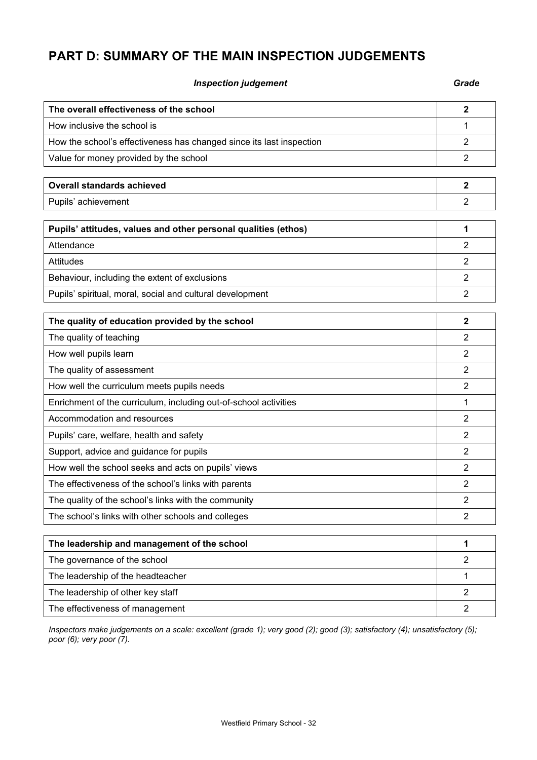# PART D: SUMMARY OF THE MAIN INSPECTION JUDGEMENTS

| *Inspection judgement* | *Grade* |
| --- | --- |
| **The overall effectiveness of the school** | **2** |
| How inclusive the school is | 1 |
| How the school's effectiveness has changed since its last inspection | 2 |
| Value for money provided by the school | 2 |
| **Overall standards achieved** | **2** |
| Pupils' achievement | 2 |
| **Pupils' attitudes, values and other personal qualities (ethos)** | **1** |
| Attendance | 2 |
| Attitudes | 2 |
| Behaviour, including the extent of exclusions | 2 |
| Pupils' spiritual, moral, social and cultural development | 2 |
| **The quality of education provided by the school** | **2** |
| The quality of teaching | 2 |
| How well pupils learn | 2 |
| The quality of assessment | 2 |
| How well the curriculum meets pupils needs | 2 |
| Enrichment of the curriculum, including out-of-school activities | 1 |
| Accommodation and resources | 2 |
| Pupils' care, welfare, health and safety | 2 |
| Support, advice and guidance for pupils | 2 |
| How well the school seeks and acts on pupils' views | 2 |
| The effectiveness of the school's links with parents | 2 |
| The quality of the school's links with the community | 2 |
| The school's links with other schools and colleges | 2 |
| **The leadership and management of the school** | **1** |
| The governance of the school | 2 |
| The leadership of the headteacher | 1 |
| The leadership of other key staff | 2 |
| The effectiveness of management | 2 |

*Inspectors make judgements on a scale: excellent (grade 1); very good (2); good (3); satisfactory (4); unsatisfactory (5); poor (6); very poor (7).*